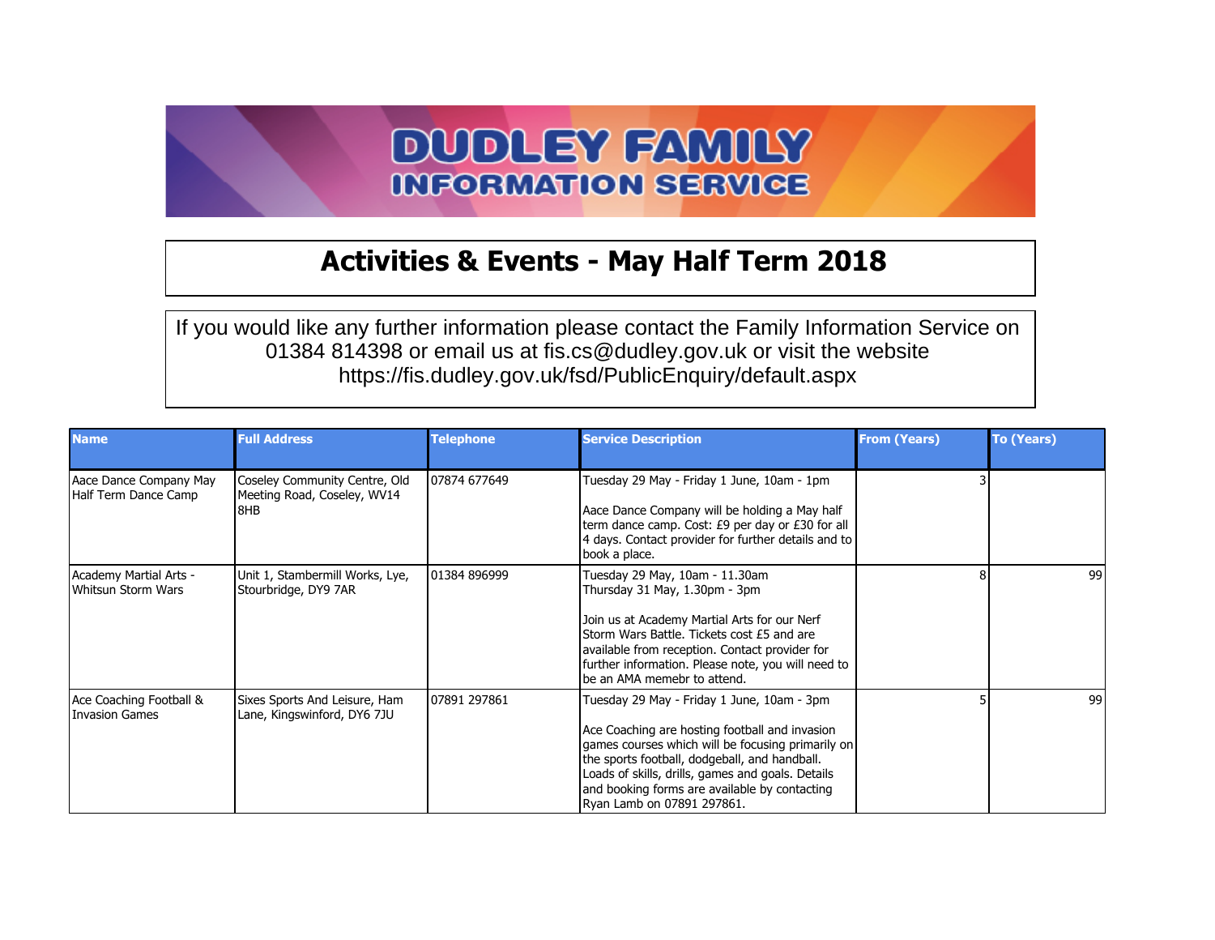# DUDLEY FAMILY INFORMATION SERVICE

## Activities & Events - May Half Term 2018

If you would like any further information please contact the Family Information Service on 01384 814398 or email us at fis.cs@dudley.gov.uk or visit the website https://fis.dudley.gov.uk/fsd/PublicEnquiry/default.aspx

| Name | Full Address | Telephone | Service Description | From (Years) | To (Years) |
|---|---|---|---|---|---|
| Aace Dance Company May Half Term Dance Camp | Coseley Community Centre, Old Meeting Road, Coseley, WV14 8HB | 07874 677649 | Tuesday 29 May - Friday 1 June, 10am - 1pm<br><br>Aace Dance Company will be holding a May half term dance camp. Cost: £9 per day or £30 for all 4 days. Contact provider for further details and to book a place. | 3 | |
| Academy Martial Arts - Whitsun Storm Wars | Unit 1, Stambermill Works, Lye, Stourbridge, DY9 7AR | 01384 896999 | Tuesday 29 May, 10am - 11.30am<br>Thursday 31 May, 1.30pm - 3pm<br><br>Join us at Academy Martial Arts for our Nerf Storm Wars Battle. Tickets cost £5 and are available from reception. Contact provider for further information. Please note, you will need to be an AMA memebr to attend. | 8 | 99 |
| Ace Coaching Football & Invasion Games | Sixes Sports And Leisure, Ham Lane, Kingswinford, DY6 7JU | 07891 297861 | Tuesday 29 May - Friday 1 June, 10am - 3pm<br><br>Ace Coaching are hosting football and invasion games courses which will be focusing primarily on the sports football, dodgeball, and handball. Loads of skills, drills, games and goals. Details and booking forms are available by contacting Ryan Lamb on 07891 297861. | 5 | 99 |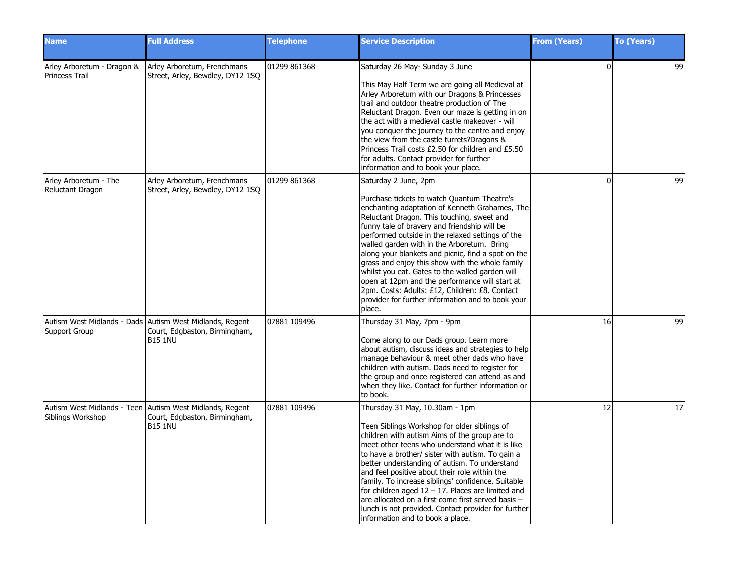| Name | Full Address | Telephone | Service Description | From (Years) | To (Years) |
|---|---|---|---|---|---|
| Arley Arboretum - Dragon & Princess Trail | Arley Arboretum, Frenchmans Street, Arley, Bewdley, DY12 1SQ | 01299 861368 | Saturday 26 May- Sunday 3 June<br><br>This May Half Term we are going all Medieval at Arley Arboretum with our Dragons & Princesses trail and outdoor theatre production of The Reluctant Dragon. Even our maze is getting in on the act with a medieval castle makeover - will you conquer the journey to the centre and enjoy the view from the castle turrets?Dragons & Princess Trail costs £2.50 for children and £5.50 for adults. Contact provider for further information and to book your place. | 0 | 99 |
| Arley Arboretum - The Reluctant Dragon | Arley Arboretum, Frenchmans Street, Arley, Bewdley, DY12 1SQ | 01299 861368 | Saturday 2 June, 2pm<br><br>Purchase tickets to watch Quantum Theatre's enchanting adaptation of Kenneth Grahames, The Reluctant Dragon. This touching, sweet and funny tale of bravery and friendship will be performed outside in the relaxed settings of the walled garden with in the Arboretum. Bring along your blankets and picnic, find a spot on the grass and enjoy this show with the whole family whilst you eat. Gates to the walled garden will open at 12pm and the performance will start at 2pm. Costs: Adults: £12, Children: £8. Contact provider for further information and to book your place. | 0 | 99 |
| Autism West Midlands - Dads Support Group | Autism West Midlands, Regent Court, Edgbaston, Birmingham, B15 1NU | 07881 109496 | Thursday 31 May, 7pm - 9pm<br><br>Come along to our Dads group. Learn more about autism, discuss ideas and strategies to help manage behaviour & meet other dads who have children with autism. Dads need to register for the group and once registered can attend as and when they like. Contact for further information or to book. | 16 | 99 |
| Autism West Midlands - Teen Siblings Workshop | Autism West Midlands, Regent Court, Edgbaston, Birmingham, B15 1NU | 07881 109496 | Thursday 31 May, 10.30am - 1pm<br><br>Teen Siblings Workshop for older siblings of children with autism Aims of the group are to meet other teens who understand what it is like to have a brother/ sister with autism. To gain a better understanding of autism. To understand and feel positive about their role within the family. To increase siblings' confidence. Suitable for children aged 12 – 17. Places are limited and are allocated on a first come first served basis – lunch is not provided. Contact provider for further information and to book a place. | 12 | 17 |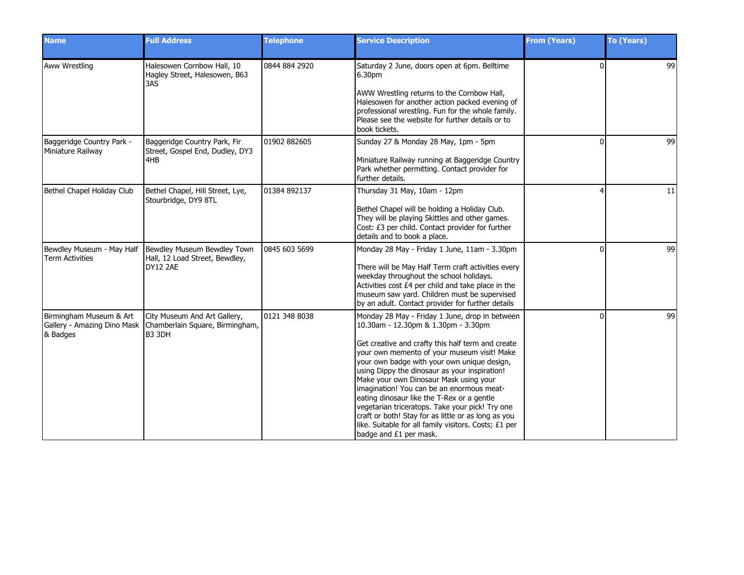| Name | Full Address | Telephone | Service Description | From (Years) | To (Years) |
|---|---|---|---|---|---|
| Aww Wrestling | Halesowen Cornbow Hall, 10 Hagley Street, Halesowen, B63 3AS | 0844 884 2920 | Saturday 2 June, doors open at 6pm. Belltime 6.30pm<br><br>AWW Wrestling returns to the Cornbow Hall, Halesowen for another action packed evening of professional wrestling. Fun for the whole family. Please see the website for further details or to book tickets. | 0 | 99 |
| Baggeridge Country Park - Miniature Railway | Baggeridge Country Park, Fir Street, Gospel End, Dudley, DY3 4HB | 01902 882605 | Sunday 27 & Monday 28 May, 1pm - 5pm<br><br>Miniature Railway running at Baggeridge Country Park whether permitting. Contact provider for further details. | 0 | 99 |
| Bethel Chapel Holiday Club | Bethel Chapel, Hill Street, Lye, Stourbridge, DY9 8TL | 01384 892137 | Thursday 31 May, 10am - 12pm<br><br>Bethel Chapel will be holding a Holiday Club. They will be playing Skittles and other games. Cost: £3 per child. Contact provider for further details and to book a place. | 4 | 11 |
| Bewdley Museum - May Half Term Activities | Bewdley Museum Bewdley Town Hall, 12 Load Street, Bewdley, DY12 2AE | 0845 603 5699 | Monday 28 May - Friday 1 June, 11am - 3.30pm<br><br>There will be May Half Term craft activities every weekday throughout the school holidays. Activities cost £4 per child and take place in the museum saw yard. Children must be supervised by an adult. Contact provider for further details | 0 | 99 |
| Birmingham Museum & Art Gallery - Amazing Dino Mask & Badges | City Museum And Art Gallery, Chamberlain Square, Birmingham, B3 3DH | 0121 348 8038 | Monday 28 May - Friday 1 June, drop in between 10.30am - 12.30pm & 1.30pm - 3.30pm<br><br>Get creative and crafty this half term and create your own memento of your museum visit! Make your own badge with your own unique design, using Dippy the dinosaur as your inspiration! Make your own Dinosaur Mask using your imagination! You can be an enormous meat-eating dinosaur like the T-Rex or a gentle vegetarian triceratops. Take your pick! Try one craft or both! Stay for as little or as long as you like. Suitable for all family visitors. Costs; £1 per badge and £1 per mask. | 0 | 99 |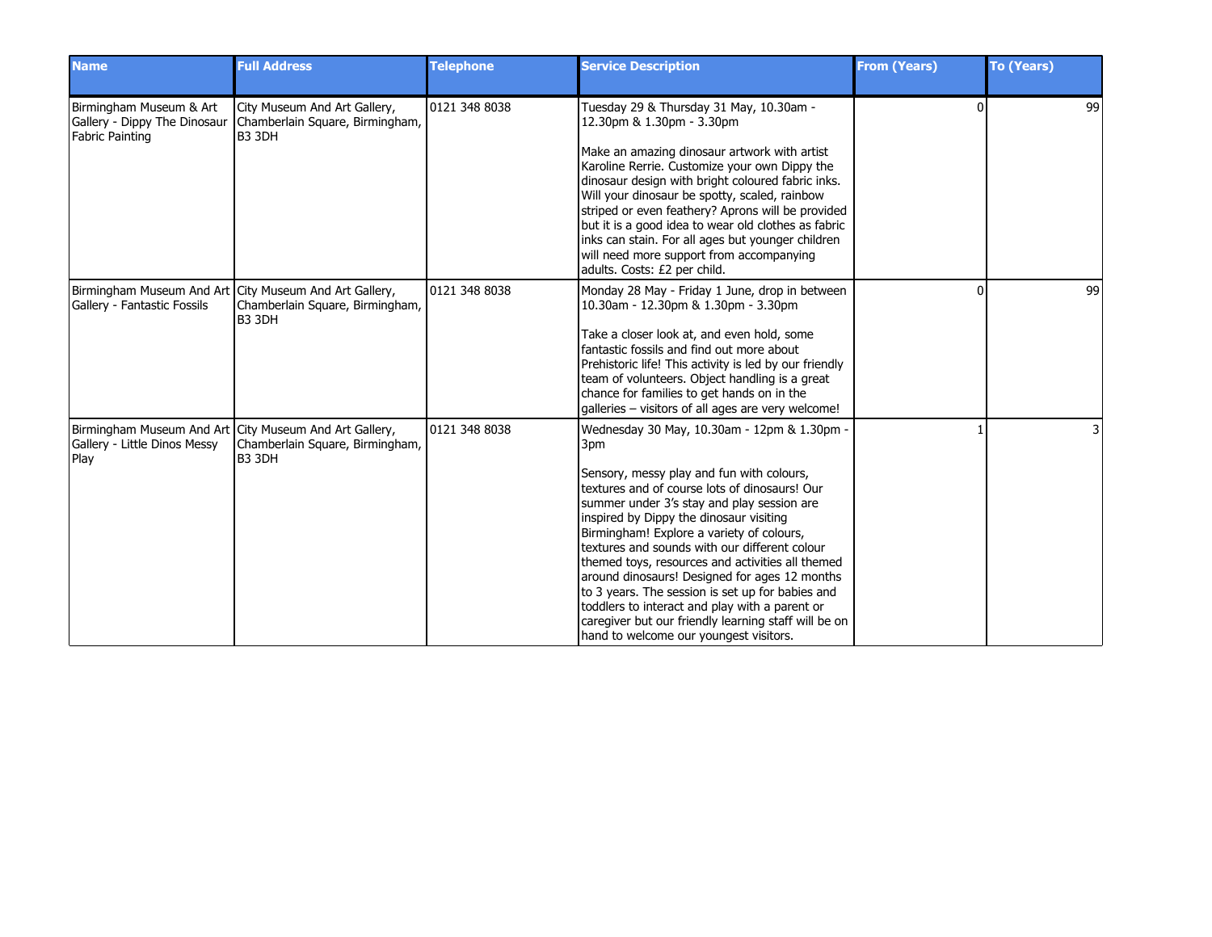| Name | Full Address | Telephone | Service Description | From (Years) | To (Years) |
| --- | --- | --- | --- | --- | --- |
| Birmingham Museum & Art Gallery - Dippy The Dinosaur Fabric Painting | City Museum And Art Gallery, Chamberlain Square, Birmingham, B3 3DH | 0121 348 8038 | Tuesday 29 & Thursday 31 May, 10.30am - 12.30pm & 1.30pm - 3.30pm<br><br>Make an amazing dinosaur artwork with artist Karoline Rerrie. Customize your own Dippy the dinosaur design with bright coloured fabric inks. Will your dinosaur be spotty, scaled, rainbow striped or even feathery? Aprons will be provided but it is a good idea to wear old clothes as fabric inks can stain. For all ages but younger children will need more support from accompanying adults. Costs: £2 per child. | 0 | 99 |
| Birmingham Museum And Art Gallery - Fantastic Fossils | City Museum And Art Gallery, Chamberlain Square, Birmingham, B3 3DH | 0121 348 8038 | Monday 28 May - Friday 1 June, drop in between 10.30am - 12.30pm & 1.30pm - 3.30pm<br><br>Take a closer look at, and even hold, some fantastic fossils and find out more about Prehistoric life! This activity is led by our friendly team of volunteers. Object handling is a great chance for families to get hands on in the galleries – visitors of all ages are very welcome! | 0 | 99 |
| Birmingham Museum And Art Gallery - Little Dinos Messy Play | City Museum And Art Gallery, Chamberlain Square, Birmingham, B3 3DH | 0121 348 8038 | Wednesday 30 May, 10.30am - 12pm & 1.30pm - 3pm<br><br>Sensory, messy play and fun with colours, textures and of course lots of dinosaurs! Our summer under 3's stay and play session are inspired by Dippy the dinosaur visiting Birmingham! Explore a variety of colours, textures and sounds with our different colour themed toys, resources and activities all themed around dinosaurs! Designed for ages 12 months to 3 years. The session is set up for babies and toddlers to interact and play with a parent or caregiver but our friendly learning staff will be on hand to welcome our youngest visitors. | 1 | 3 |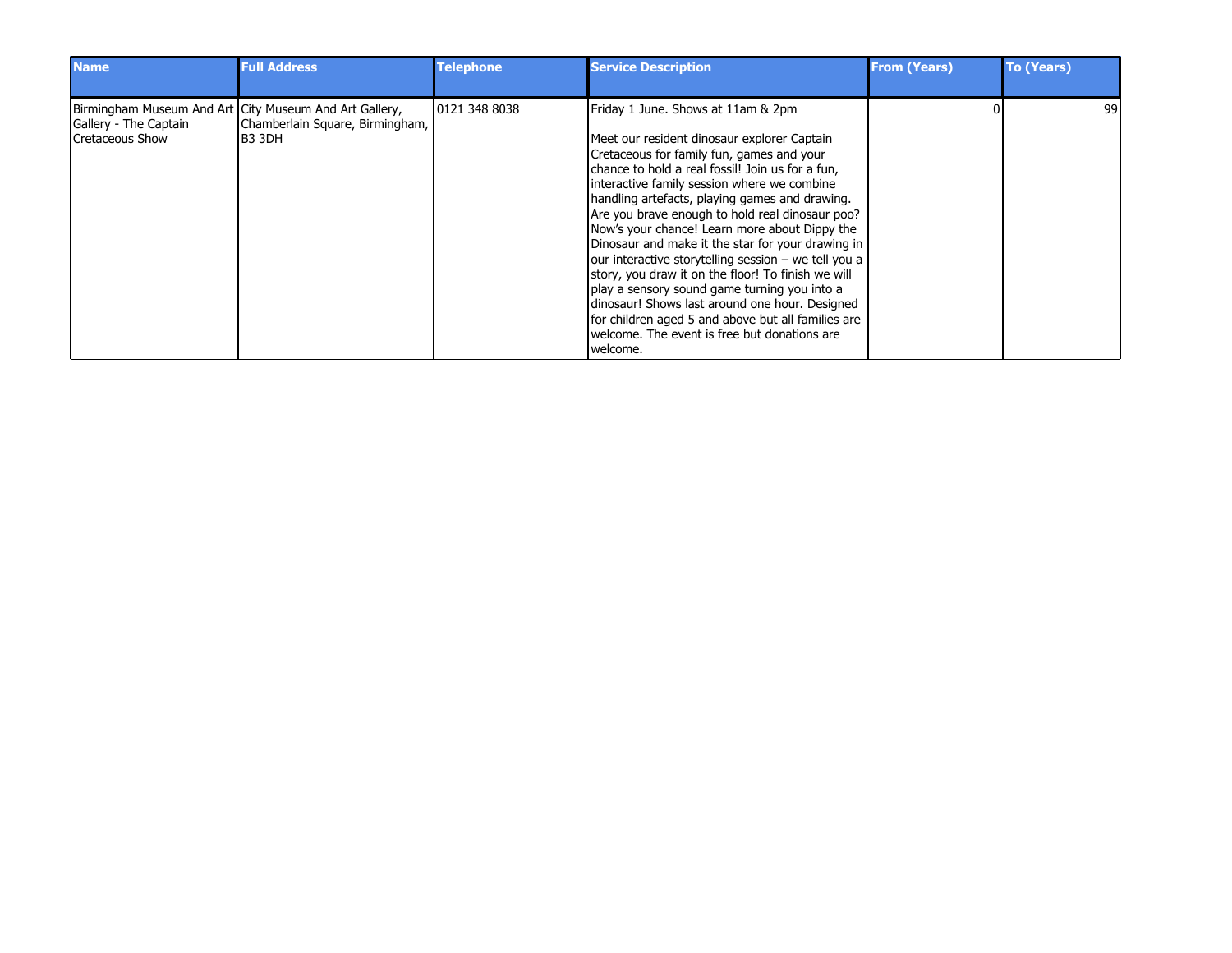| Name | Full Address | Telephone | Service Description | From (Years) | To (Years) |
|---|---|---|---|---|---|
| Birmingham Museum And Art Gallery - The Captain Cretaceous Show | City Museum And Art Gallery, Chamberlain Square, Birmingham, B3 3DH | 0121 348 8038 | Friday 1 June. Shows at 11am & 2pm<br><br>Meet our resident dinosaur explorer Captain Cretaceous for family fun, games and your chance to hold a real fossil! Join us for a fun, interactive family session where we combine handling artefacts, playing games and drawing. Are you brave enough to hold real dinosaur poo? Now's your chance! Learn more about Dippy the Dinosaur and make it the star for your drawing in our interactive storytelling session – we tell you a story, you draw it on the floor! To finish we will play a sensory sound game turning you into a dinosaur! Shows last around one hour. Designed for children aged 5 and above but all families are welcome. The event is free but donations are welcome. | 0 | 99 |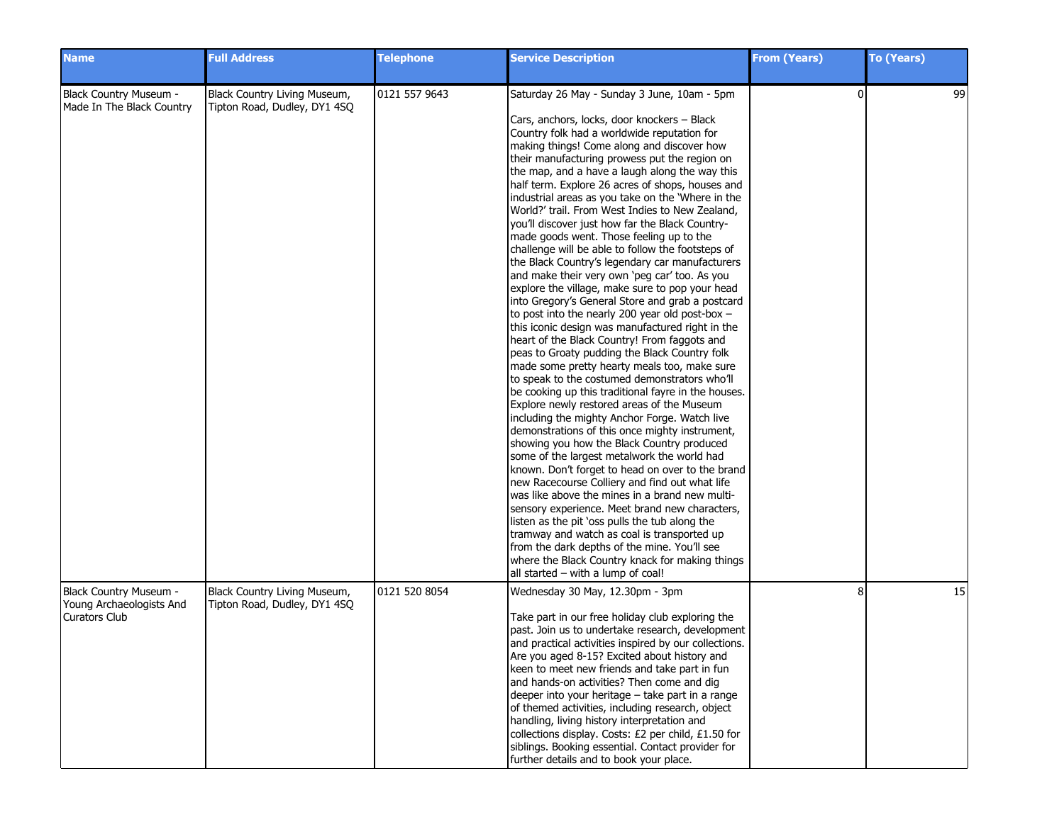| Name | Full Address | Telephone | Service Description | From (Years) | To (Years) |
|---|---|---|---|---|---|
| Black Country Museum - Made In The Black Country | Black Country Living Museum, Tipton Road, Dudley, DY1 4SQ | 0121 557 9643 | Saturday 26 May - Sunday 3 June, 10am - 5pm<br><br>Cars, anchors, locks, door knockers – Black Country folk had a worldwide reputation for making things! Come along and discover how their manufacturing prowess put the region on the map, and a have a laugh along the way this half term. Explore 26 acres of shops, houses and industrial areas as you take on the 'Where in the World?' trail. From West Indies to New Zealand, you'll discover just how far the Black Country-made goods went. Those feeling up to the challenge will be able to follow the footsteps of the Black Country's legendary car manufacturers and make their very own 'peg car' too. As you explore the village, make sure to pop your head into Gregory's General Store and grab a postcard to post into the nearly 200 year old post-box – this iconic design was manufactured right in the heart of the Black Country! From faggots and peas to Groaty pudding the Black Country folk made some pretty hearty meals too, make sure to speak to the costumed demonstrators who'll be cooking up this traditional fayre in the houses. Explore newly restored areas of the Museum including the mighty Anchor Forge. Watch live demonstrations of this once mighty instrument, showing you how the Black Country produced some of the largest metalwork the world had known. Don't forget to head on over to the brand new Racecourse Colliery and find out what life was like above the mines in a brand new multi-sensory experience. Meet brand new characters, listen as the pit 'oss pulls the tub along the tramway and watch as coal is transported up from the dark depths of the mine. You'll see where the Black Country knack for making things all started – with a lump of coal! | 0 | 99 |
| Black Country Museum - Young Archaeologists And Curators Club | Black Country Living Museum, Tipton Road, Dudley, DY1 4SQ | 0121 520 8054 | Wednesday 30 May, 12.30pm - 3pm<br><br>Take part in our free holiday club exploring the past. Join us to undertake research, development and practical activities inspired by our collections. Are you aged 8-15? Excited about history and keen to meet new friends and take part in fun and hands-on activities? Then come and dig deeper into your heritage – take part in a range of themed activities, including research, object handling, living history interpretation and collections display. Costs: £2 per child, £1.50 for siblings. Booking essential. Contact provider for further details and to book your place. | 8 | 15 |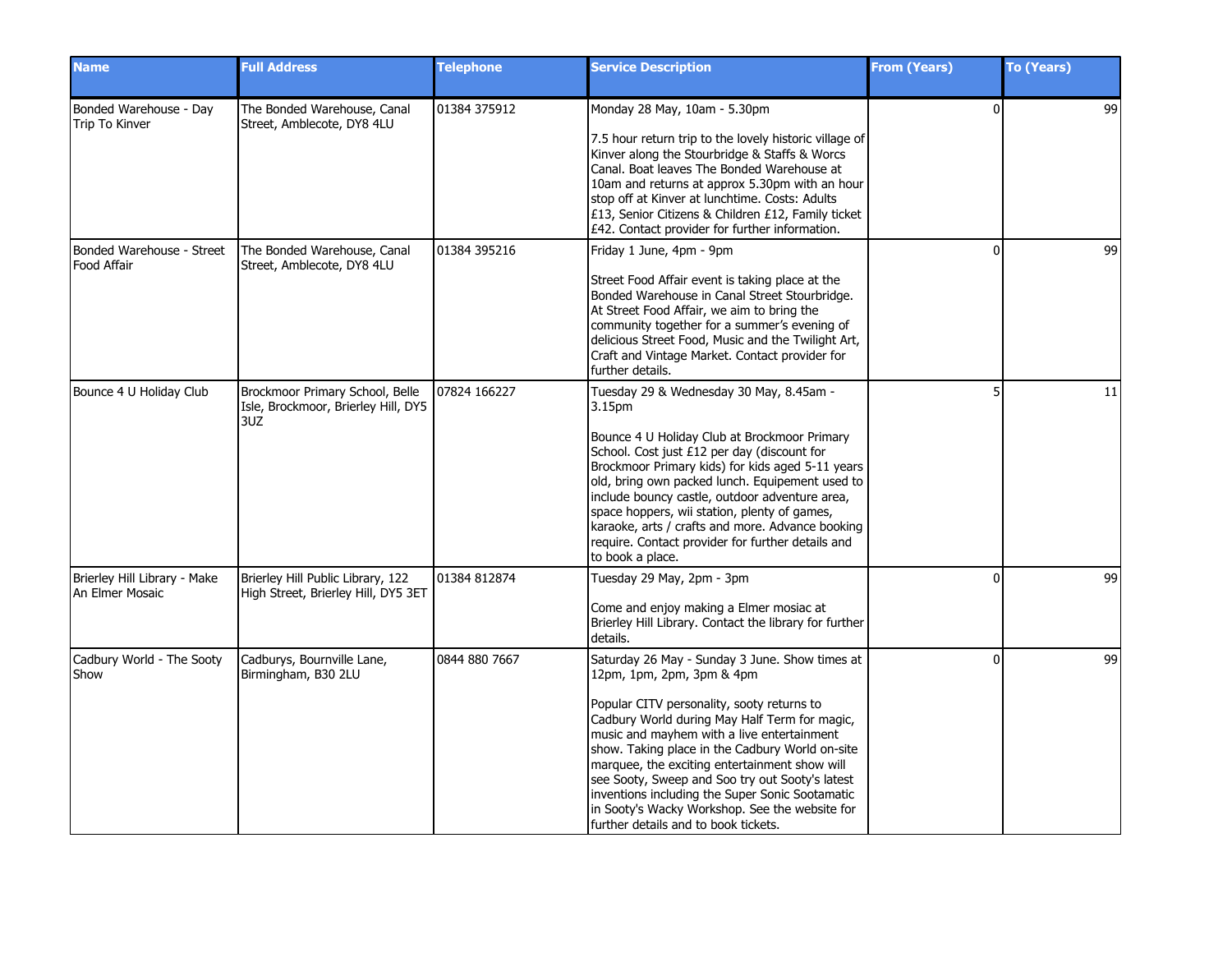| Name | Full Address | Telephone | Service Description | From (Years) | To (Years) |
|---|---|---|---|---|---|
| Bonded Warehouse - Day Trip To Kinver | The Bonded Warehouse, Canal Street, Amblecote, DY8 4LU | 01384 375912 | Monday 28 May, 10am - 5.30pm<br><br>7.5 hour return trip to the lovely historic village of Kinver along the Stourbridge & Staffs & Worcs Canal. Boat leaves The Bonded Warehouse at 10am and returns at approx 5.30pm with an hour stop off at Kinver at lunchtime. Costs: Adults £13, Senior Citizens & Children £12, Family ticket £42. Contact provider for further information. | 0 | 99 |
| Bonded Warehouse - Street Food Affair | The Bonded Warehouse, Canal Street, Amblecote, DY8 4LU | 01384 395216 | Friday 1 June, 4pm - 9pm<br><br>Street Food Affair event is taking place at the Bonded Warehouse in Canal Street Stourbridge. At Street Food Affair, we aim to bring the community together for a summer's evening of delicious Street Food, Music and the Twilight Art, Craft and Vintage Market. Contact provider for further details. | 0 | 99 |
| Bounce 4 U Holiday Club | Brockmoor Primary School, Belle Isle, Brockmoor, Brierley Hill, DY5 3UZ | 07824 166227 | Tuesday 29 & Wednesday 30 May, 8.45am - 3.15pm<br><br>Bounce 4 U Holiday Club at Brockmoor Primary School. Cost just £12 per day (discount for Brockmoor Primary kids) for kids aged 5-11 years old, bring own packed lunch. Equipement used to include bouncy castle, outdoor adventure area, space hoppers, wii station, plenty of games, karaoke, arts / crafts and more. Advance booking require. Contact provider for further details and to book a place. | 5 | 11 |
| Brierley Hill Library - Make An Elmer Mosaic | Brierley Hill Public Library, 122 High Street, Brierley Hill, DY5 3ET | 01384 812874 | Tuesday 29 May, 2pm - 3pm<br><br>Come and enjoy making a Elmer mosiac at Brierley Hill Library. Contact the library for further details. | 0 | 99 |
| Cadbury World - The Sooty Show | Cadburys, Bournville Lane, Birmingham, B30 2LU | 0844 880 7667 | Saturday 26 May - Sunday 3 June. Show times at 12pm, 1pm, 2pm, 3pm & 4pm<br><br>Popular CITV personality, sooty returns to Cadbury World during May Half Term for magic, music and mayhem with a live entertainment show. Taking place in the Cadbury World on-site marquee, the exciting entertainment show will see Sooty, Sweep and Soo try out Sooty's latest inventions including the Super Sonic Sootamatic in Sooty's Wacky Workshop. See the website for further details and to book tickets. | 0 | 99 |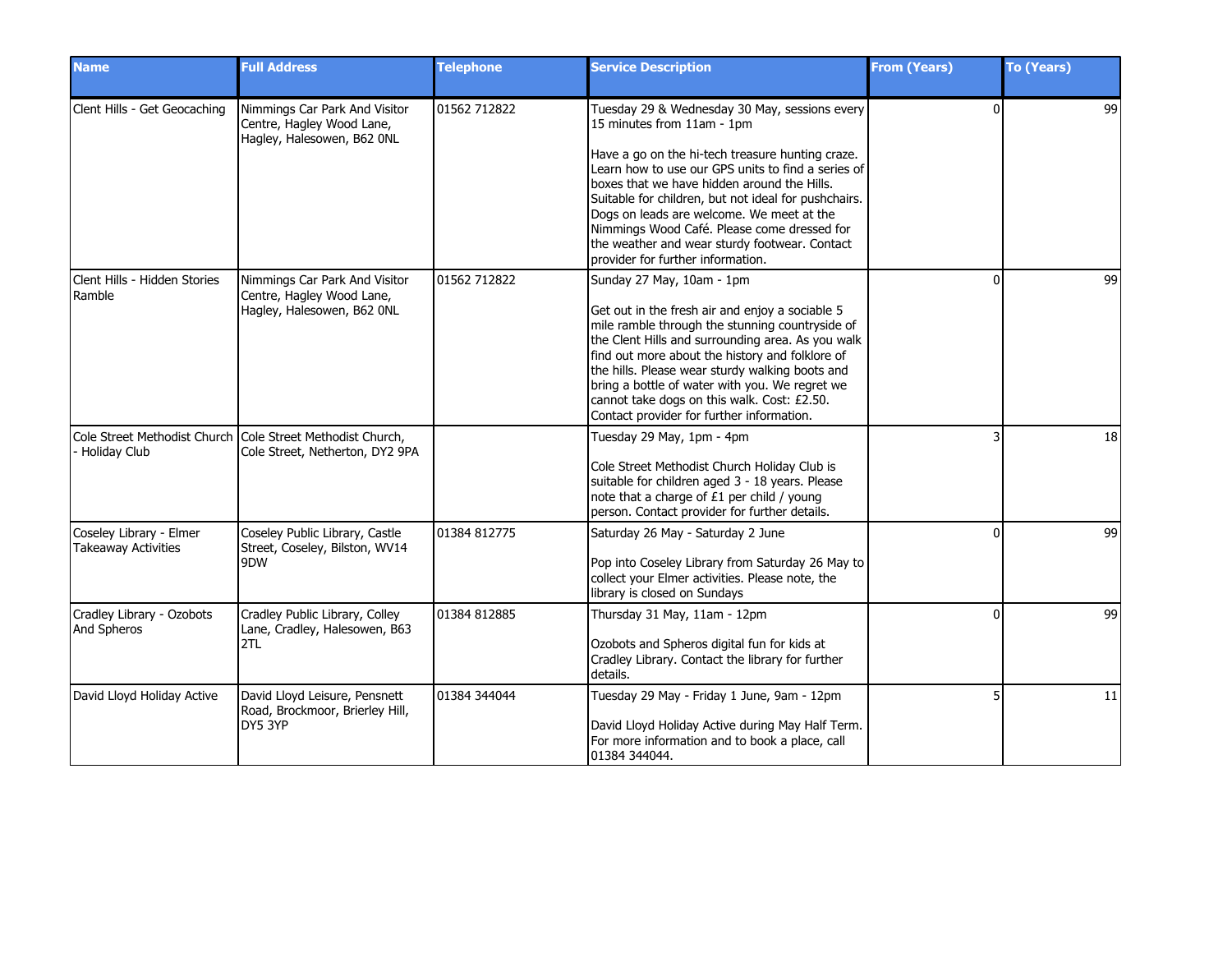| Name | Full Address | Telephone | Service Description | From (Years) | To (Years) |
|---|---|---|---|---|---|
| Clent Hills - Get Geocaching | Nimmings Car Park And Visitor Centre, Hagley Wood Lane, Hagley, Halesowen, B62 0NL | 01562 712822 | Tuesday 29 & Wednesday 30 May, sessions every 15 minutes from 11am - 1pm<br><br>Have a go on the hi-tech treasure hunting craze. Learn how to use our GPS units to find a series of boxes that we have hidden around the Hills. Suitable for children, but not ideal for pushchairs. Dogs on leads are welcome. We meet at the Nimmings Wood Café. Please come dressed for the weather and wear sturdy footwear. Contact provider for further information. | 0 | 99 |
| Clent Hills - Hidden Stories Ramble | Nimmings Car Park And Visitor Centre, Hagley Wood Lane, Hagley, Halesowen, B62 0NL | 01562 712822 | Sunday 27 May, 10am - 1pm<br><br>Get out in the fresh air and enjoy a sociable 5 mile ramble through the stunning countryside of the Clent Hills and surrounding area. As you walk find out more about the history and folklore of the hills. Please wear sturdy walking boots and bring a bottle of water with you. We regret we cannot take dogs on this walk. Cost: £2.50. Contact provider for further information. | 0 | 99 |
| Cole Street Methodist Church - Holiday Club | Cole Street Methodist Church, Cole Street, Netherton, DY2 9PA | | Tuesday 29 May, 1pm - 4pm<br><br>Cole Street Methodist Church Holiday Club is suitable for children aged 3 - 18 years. Please note that a charge of £1 per child / young person. Contact provider for further details. | 3 | 18 |
| Coseley Library - Elmer Takeaway Activities | Coseley Public Library, Castle Street, Coseley, Bilston, WV14 9DW | 01384 812775 | Saturday 26 May - Saturday 2 June<br><br>Pop into Coseley Library from Saturday 26 May to collect your Elmer activities. Please note, the library is closed on Sundays | 0 | 99 |
| Cradley Library - Ozobots And Spheros | Cradley Public Library, Colley Lane, Cradley, Halesowen, B63 2TL | 01384 812885 | Thursday 31 May, 11am - 12pm<br><br>Ozobots and Spheros digital fun for kids at Cradley Library. Contact the library for further details. | 0 | 99 |
| David Lloyd Holiday Active | David Lloyd Leisure, Pensnett Road, Brockmoor, Brierley Hill, DY5 3YP | 01384 344044 | Tuesday 29 May - Friday 1 June, 9am - 12pm<br><br>David Lloyd Holiday Active during May Half Term. For more information and to book a place, call 01384 344044. | 5 | 11 |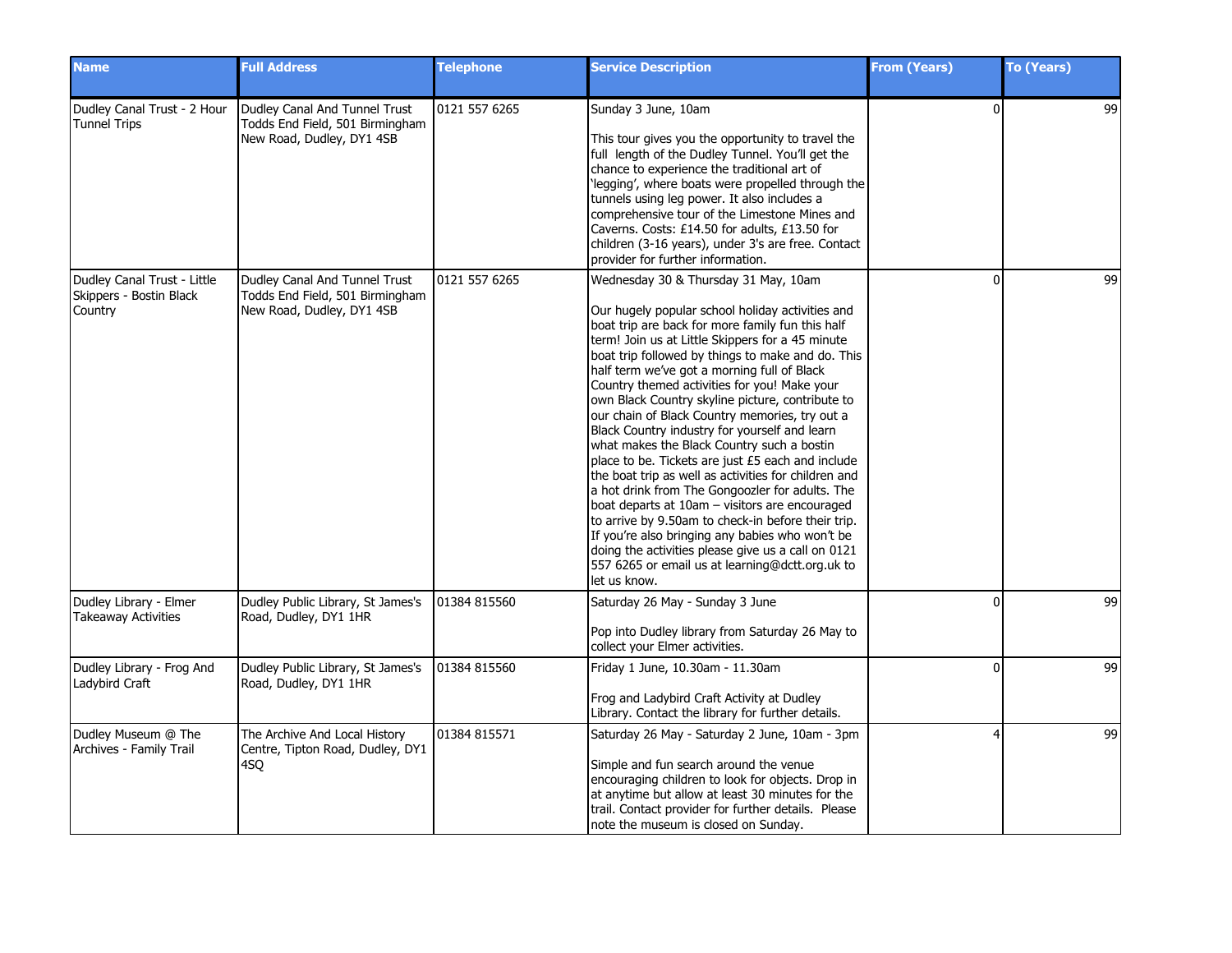| Name | Full Address | Telephone | Service Description | From (Years) | To (Years) |
| --- | --- | --- | --- | --- | --- |
| Dudley Canal Trust - 2 Hour Tunnel Trips | Dudley Canal And Tunnel Trust Todds End Field, 501 Birmingham New Road, Dudley, DY1 4SB | 0121 557 6265 | Sunday 3 June, 10am<br><br>This tour gives you the opportunity to travel the full length of the Dudley Tunnel. You'll get the chance to experience the traditional art of 'legging', where boats were propelled through the tunnels using leg power. It also includes a comprehensive tour of the Limestone Mines and Caverns. Costs: £14.50 for adults, £13.50 for children (3-16 years), under 3's are free. Contact provider for further information. | 0 | 99 |
| Dudley Canal Trust - Little Skippers - Bostin Black Country | Dudley Canal And Tunnel Trust Todds End Field, 501 Birmingham New Road, Dudley, DY1 4SB | 0121 557 6265 | Wednesday 30 & Thursday 31 May, 10am<br><br>Our hugely popular school holiday activities and boat trip are back for more family fun this half term! Join us at Little Skippers for a 45 minute boat trip followed by things to make and do. This half term we've got a morning full of Black Country themed activities for you! Make your own Black Country skyline picture, contribute to our chain of Black Country memories, try out a Black Country industry for yourself and learn what makes the Black Country such a bostin place to be. Tickets are just £5 each and include the boat trip as well as activities for children and a hot drink from The Gongoozler for adults. The boat departs at 10am – visitors are encouraged to arrive by 9.50am to check-in before their trip. If you're also bringing any babies who won't be doing the activities please give us a call on 0121 557 6265 or email us at learning@dctt.org.uk to let us know. | 0 | 99 |
| Dudley Library - Elmer Takeaway Activities | Dudley Public Library, St James's Road, Dudley, DY1 1HR | 01384 815560 | Saturday 26 May - Sunday 3 June<br><br>Pop into Dudley library from Saturday 26 May to collect your Elmer activities. | 0 | 99 |
| Dudley Library - Frog And Ladybird Craft | Dudley Public Library, St James's Road, Dudley, DY1 1HR | 01384 815560 | Friday 1 June, 10.30am - 11.30am<br><br>Frog and Ladybird Craft Activity at Dudley Library. Contact the library for further details. | 0 | 99 |
| Dudley Museum @ The Archives - Family Trail | The Archive And Local History Centre, Tipton Road, Dudley, DY1 4SQ | 01384 815571 | Saturday 26 May - Saturday 2 June, 10am - 3pm<br><br>Simple and fun search around the venue encouraging children to look for objects. Drop in at anytime but allow at least 30 minutes for the trail. Contact provider for further details. Please note the museum is closed on Sunday. | 4 | 99 |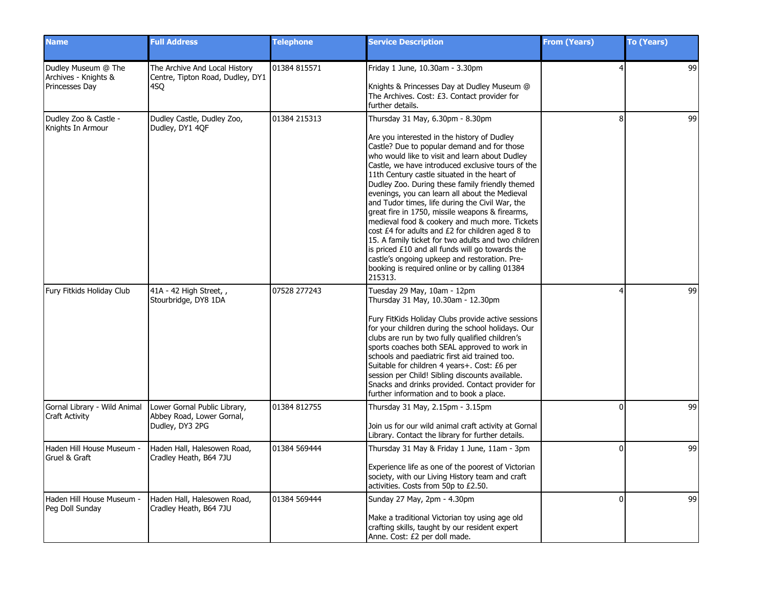| Name | Full Address | Telephone | Service Description | From (Years) | To (Years) |
| --- | --- | --- | --- | --- | --- |
| Dudley Museum @ The Archives - Knights & Princesses Day | The Archive And Local History Centre, Tipton Road, Dudley, DY1 4SQ | 01384 815571 | Friday 1 June, 10.30am - 3.30pm<br><br>Knights & Princesses Day at Dudley Museum @ The Archives. Cost: £3. Contact provider for further details. | 4 | 99 |
| Dudley Zoo & Castle - Knights In Armour | Dudley Castle, Dudley Zoo, Dudley, DY1 4QF | 01384 215313 | Thursday 31 May, 6.30pm - 8.30pm<br><br>Are you interested in the history of Dudley Castle? Due to popular demand and for those who would like to visit and learn about Dudley Castle, we have introduced exclusive tours of the 11th Century castle situated in the heart of Dudley Zoo. During these family friendly themed evenings, you can learn all about the Medieval and Tudor times, life during the Civil War, the great fire in 1750, missile weapons & firearms, medieval food & cookery and much more. Tickets cost £4 for adults and £2 for children aged 8 to 15. A family ticket for two adults and two children is priced £10 and all funds will go towards the castle's ongoing upkeep and restoration. Pre-booking is required online or by calling 01384 215313. | 8 | 99 |
| Fury Fitkids Holiday Club | 41A - 42 High Street, , Stourbridge, DY8 1DA | 07528 277243 | Tuesday 29 May, 10am - 12pm<br>Thursday 31 May, 10.30am - 12.30pm<br><br>Fury FitKids Holiday Clubs provide active sessions for your children during the school holidays. Our clubs are run by two fully qualified children's sports coaches both SEAL approved to work in schools and paediatric first aid trained too. Suitable for children 4 years+. Cost: £6 per session per Child! Sibling discounts available. Snacks and drinks provided. Contact provider for further information and to book a place. | 4 | 99 |
| Gornal Library - Wild Animal Craft Activity | Lower Gornal Public Library, Abbey Road, Lower Gornal, Dudley, DY3 2PG | 01384 812755 | Thursday 31 May, 2.15pm - 3.15pm<br><br>Join us for our wild animal craft activity at Gornal Library. Contact the library for further details. | 0 | 99 |
| Haden Hill House Museum - Gruel & Graft | Haden Hall, Halesowen Road, Cradley Heath, B64 7JU | 01384 569444 | Thursday 31 May & Friday 1 June, 11am - 3pm<br><br>Experience life as one of the poorest of Victorian society, with our Living History team and craft activities. Costs from 50p to £2.50. | 0 | 99 |
| Haden Hill House Museum - Peg Doll Sunday | Haden Hall, Halesowen Road, Cradley Heath, B64 7JU | 01384 569444 | Sunday 27 May, 2pm - 4.30pm<br><br>Make a traditional Victorian toy using age old crafting skills, taught by our resident expert Anne. Cost: £2 per doll made. | 0 | 99 |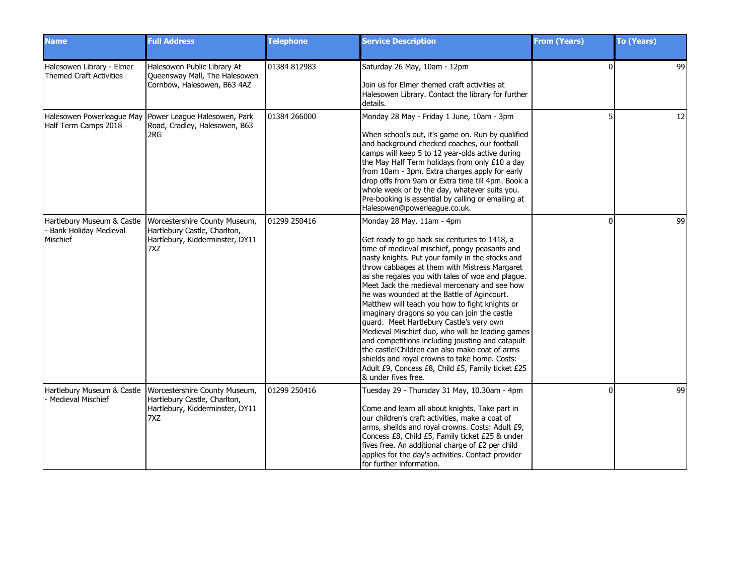| Name | Full Address | Telephone | Service Description | From (Years) | To (Years) |
|---|---|---|---|---|---|
| Halesowen Library - Elmer Themed Craft Activities | Halesowen Public Library At Queensway Mall, The Halesowen Cornbow, Halesowen, B63 4AZ | 01384 812983 | Saturday 26 May, 10am - 12pm<br><br>Join us for Elmer themed craft activities at Halesowen Library. Contact the library for further details. | 0 | 99 |
| Halesowen Powerleague May Half Term Camps 2018 | Power League Halesowen, Park Road, Cradley, Halesowen, B63 2RG | 01384 266000 | Monday 28 May - Friday 1 June, 10am - 3pm<br><br>When school's out, it's game on. Run by qualified and background checked coaches, our football camps will keep 5 to 12 year-olds active during the May Half Term holidays from only £10 a day from 10am - 3pm. Extra charges apply for early drop offs from 9am or Extra time till 4pm. Book a whole week or by the day, whatever suits you. Pre-booking is essential by calling or emailing at Halesowen@powerleague.co.uk. | 5 | 12 |
| Hartlebury Museum & Castle - Bank Holiday Medieval Mischief | Worcestershire County Museum, Hartlebury Castle, Charlton, Hartlebury, Kidderminster, DY11 7XZ | 01299 250416 | Monday 28 May, 11am - 4pm<br><br>Get ready to go back six centuries to 1418, a time of medieval mischief, pongy peasants and nasty knights. Put your family in the stocks and throw cabbages at them with Mistress Margaret as she regales you with tales of woe and plague. Meet Jack the medieval mercenary and see how he was wounded at the Battle of Agincourt. Matthew will teach you how to fight knights or imaginary dragons so you can join the castle guard. Meet Hartlebury Castle's very own Medieval Mischief duo, who will be leading games and competitions including jousting and catapult the castle!Children can also make coat of arms shields and royal crowns to take home. Costs: Adult £9, Concess £8, Child £5, Family ticket £25 & under fives free. | 0 | 99 |
| Hartlebury Museum & Castle - Medieval Mischief | Worcestershire County Museum, Hartlebury Castle, Charlton, Hartlebury, Kidderminster, DY11 7XZ | 01299 250416 | Tuesday 29 - Thursday 31 May, 10.30am - 4pm<br><br>Come and learn all about knights. Take part in our children's craft activities, make a coat of arms, sheilds and royal crowns. Costs: Adult £9, Concess £8, Child £5, Family ticket £25 & under fives free. An additional charge of £2 per child applies for the day's activities. Contact provider for further information. | 0 | 99 |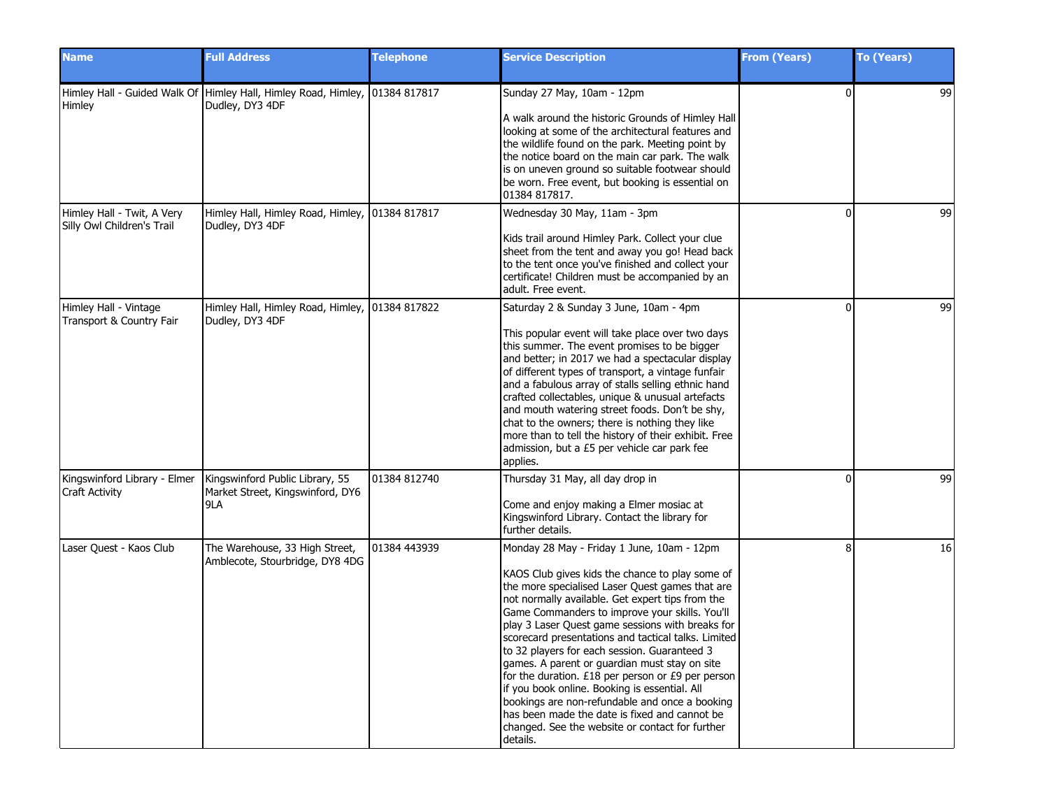| Name | Full Address | Telephone | Service Description | From (Years) | To (Years) |
|---|---|---|---|---|---|
| Himley Hall - Guided Walk Of Himley | Himley Hall, Himley Road, Himley, Dudley, DY3 4DF | 01384 817817 | Sunday 27 May, 10am - 12pm<br><br>A walk around the historic Grounds of Himley Hall looking at some of the architectural features and the wildlife found on the park. Meeting point by the notice board on the main car park. The walk is on uneven ground so suitable footwear should be worn. Free event, but booking is essential on 01384 817817. | 0 | 99 |
| Himley Hall - Twit, A Very Silly Owl Children's Trail | Himley Hall, Himley Road, Himley, Dudley, DY3 4DF | 01384 817817 | Wednesday 30 May, 11am - 3pm<br><br>Kids trail around Himley Park. Collect your clue sheet from the tent and away you go! Head back to the tent once you've finished and collect your certificate! Children must be accompanied by an adult. Free event. | 0 | 99 |
| Himley Hall - Vintage Transport & Country Fair | Himley Hall, Himley Road, Himley, Dudley, DY3 4DF | 01384 817822 | Saturday 2 & Sunday 3 June, 10am - 4pm<br><br>This popular event will take place over two days this summer. The event promises to be bigger and better; in 2017 we had a spectacular display of different types of transport, a vintage funfair and a fabulous array of stalls selling ethnic hand crafted collectables, unique & unusual artefacts and mouth watering street foods. Don't be shy, chat to the owners; there is nothing they like more than to tell the history of their exhibit. Free admission, but a £5 per vehicle car park fee applies. | 0 | 99 |
| Kingswinford Library - Elmer Craft Activity | Kingswinford Public Library, 55 Market Street, Kingswinford, DY6 9LA | 01384 812740 | Thursday 31 May, all day drop in<br><br>Come and enjoy making a Elmer mosiac at Kingswinford Library. Contact the library for further details. | 0 | 99 |
| Laser Quest - Kaos Club | The Warehouse, 33 High Street, Amblecote, Stourbridge, DY8 4DG | 01384 443939 | Monday 28 May - Friday 1 June, 10am - 12pm<br><br>KAOS Club gives kids the chance to play some of the more specialised Laser Quest games that are not normally available. Get expert tips from the Game Commanders to improve your skills. You'll play 3 Laser Quest game sessions with breaks for scorecard presentations and tactical talks. Limited to 32 players for each session. Guaranteed 3 games. A parent or guardian must stay on site for the duration. £18 per person or £9 per person if you book online. Booking is essential. All bookings are non-refundable and once a booking has been made the date is fixed and cannot be changed. See the website or contact for further details. | 8 | 16 |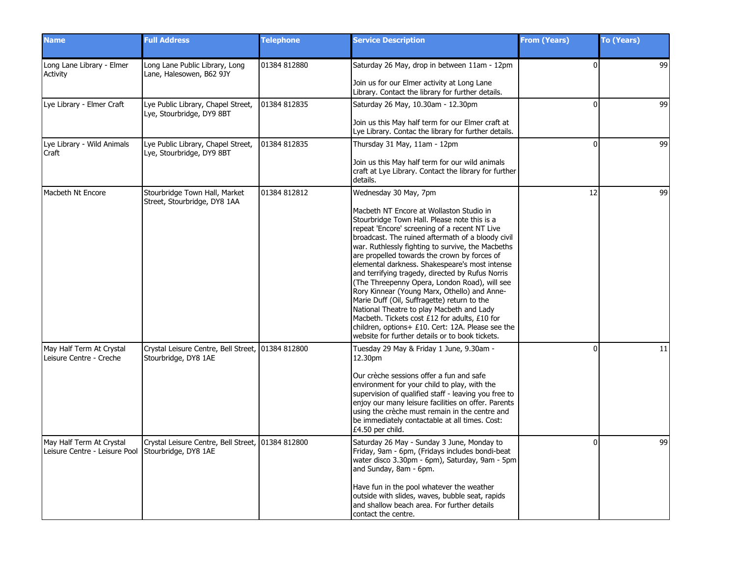| Name | Full Address | Telephone | Service Description | From (Years) | To (Years) |
|---|---|---|---|---|---|
| Long Lane Library - Elmer Activity | Long Lane Public Library, Long Lane, Halesowen, B62 9JY | 01384 812880 | Saturday 26 May, drop in between 11am - 12pm<br><br>Join us for our Elmer activity at Long Lane Library. Contact the library for further details. | 0 | 99 |
| Lye Library - Elmer Craft | Lye Public Library, Chapel Street, Lye, Stourbridge, DY9 8BT | 01384 812835 | Saturday 26 May, 10.30am - 12.30pm<br><br>Join us this May half term for our Elmer craft at Lye Library. Contac the library for further details. | 0 | 99 |
| Lye Library - Wild Animals Craft | Lye Public Library, Chapel Street, Lye, Stourbridge, DY9 8BT | 01384 812835 | Thursday 31 May, 11am - 12pm<br><br>Join us this May half term for our wild animals craft at Lye Library. Contact the library for further details. | 0 | 99 |
| Macbeth Nt Encore | Stourbridge Town Hall, Market Street, Stourbridge, DY8 1AA | 01384 812812 | Wednesday 30 May, 7pm<br><br>Macbeth NT Encore at Wollaston Studio in Stourbridge Town Hall. Please note this is a repeat 'Encore' screening of a recent NT Live broadcast. The ruined aftermath of a bloody civil war. Ruthlessly fighting to survive, the Macbeths are propelled towards the crown by forces of elemental darkness. Shakespeare's most intense and terrifying tragedy, directed by Rufus Norris (The Threepenny Opera, London Road), will see Rory Kinnear (Young Marx, Othello) and Anne-Marie Duff (Oil, Suffragette) return to the National Theatre to play Macbeth and Lady Macbeth. Tickets cost £12 for adults, £10 for children, options+ £10. Cert: 12A. Please see the website for further details or to book tickets. | 12 | 99 |
| May Half Term At Crystal Leisure Centre - Creche | Crystal Leisure Centre, Bell Street, Stourbridge, DY8 1AE | 01384 812800 | Tuesday 29 May & Friday 1 June, 9.30am - 12.30pm<br><br>Our crèche sessions offer a fun and safe environment for your child to play, with the supervision of qualified staff - leaving you free to enjoy our many leisure facilities on offer. Parents using the crèche must remain in the centre and be immediately contactable at all times. Cost: £4.50 per child. | 0 | 11 |
| May Half Term At Crystal Leisure Centre - Leisure Pool | Crystal Leisure Centre, Bell Street, Stourbridge, DY8 1AE | 01384 812800 | Saturday 26 May - Sunday 3 June, Monday to Friday, 9am - 6pm, (Fridays includes bondi-beat water disco 3.30pm - 6pm), Saturday, 9am - 5pm and Sunday, 8am - 6pm.<br><br>Have fun in the pool whatever the weather outside with slides, waves, bubble seat, rapids and shallow beach area. For further details contact the centre. | 0 | 99 |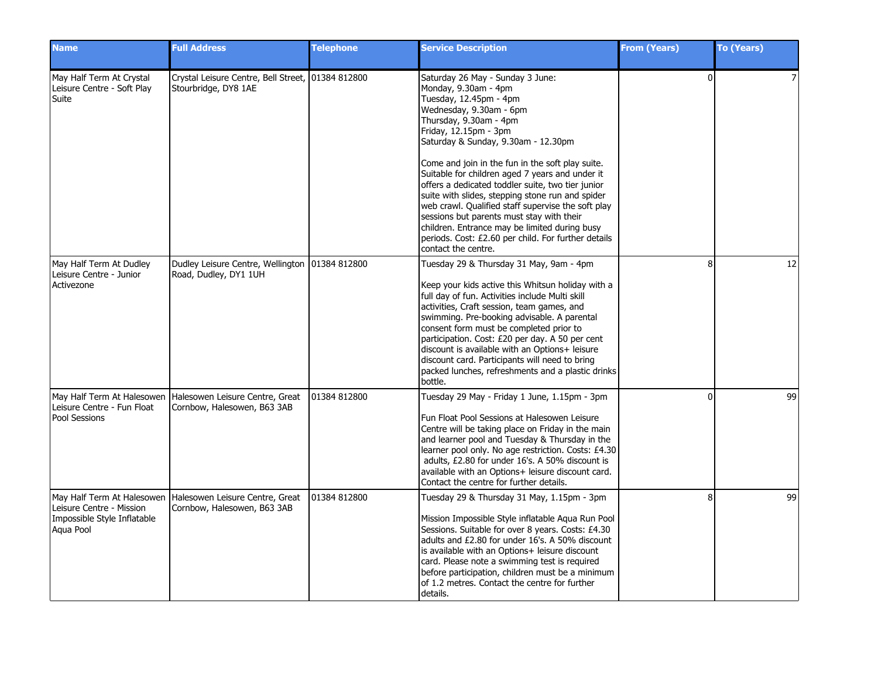| Name | Full Address | Telephone | Service Description | From (Years) | To (Years) |
|---|---|---|---|---|---|
| May Half Term At Crystal Leisure Centre - Soft Play Suite | Crystal Leisure Centre, Bell Street, Stourbridge, DY8 1AE | 01384 812800 | Saturday 26 May - Sunday 3 June:<br>Monday, 9.30am - 4pm<br>Tuesday, 12.45pm - 4pm<br>Wednesday, 9.30am - 6pm<br>Thursday, 9.30am - 4pm<br>Friday, 12.15pm - 3pm<br>Saturday & Sunday, 9.30am - 12.30pm<br><br>Come and join in the fun in the soft play suite. Suitable for children aged 7 years and under it offers a dedicated toddler suite, two tier junior suite with slides, stepping stone run and spider web crawl. Qualified staff supervise the soft play sessions but parents must stay with their children. Entrance may be limited during busy periods. Cost: £2.60 per child. For further details contact the centre. | 0 | 7 |
| May Half Term At Dudley Leisure Centre - Junior Activezone | Dudley Leisure Centre, Wellington Road, Dudley, DY1 1UH | 01384 812800 | Tuesday 29 & Thursday 31 May, 9am - 4pm<br><br>Keep your kids active this Whitsun holiday with a full day of fun. Activities include Multi skill activities, Craft session, team games, and swimming. Pre-booking advisable. A parental consent form must be completed prior to participation. Cost: £20 per day. A 50 per cent discount is available with an Options+ leisure discount card. Participants will need to bring packed lunches, refreshments and a plastic drinks bottle. | 8 | 12 |
| May Half Term At Halesowen Leisure Centre - Fun Float Pool Sessions | Halesowen Leisure Centre, Great Cornbow, Halesowen, B63 3AB | 01384 812800 | Tuesday 29 May - Friday 1 June, 1.15pm - 3pm<br><br>Fun Float Pool Sessions at Halesowen Leisure Centre will be taking place on Friday in the main and learner pool and Tuesday & Thursday in the learner pool only. No age restriction. Costs: £4.30 adults, £2.80 for under 16's. A 50% discount is available with an Options+ leisure discount card. Contact the centre for further details. | 0 | 99 |
| May Half Term At Halesowen Leisure Centre - Mission Impossible Style Inflatable Aqua Pool | Halesowen Leisure Centre, Great Cornbow, Halesowen, B63 3AB | 01384 812800 | Tuesday 29 & Thursday 31 May, 1.15pm - 3pm<br><br>Mission Impossible Style inflatable Aqua Run Pool Sessions. Suitable for over 8 years. Costs: £4.30 adults and £2.80 for under 16's. A 50% discount is available with an Options+ leisure discount card. Please note a swimming test is required before participation, children must be a minimum of 1.2 metres. Contact the centre for further details. | 8 | 99 |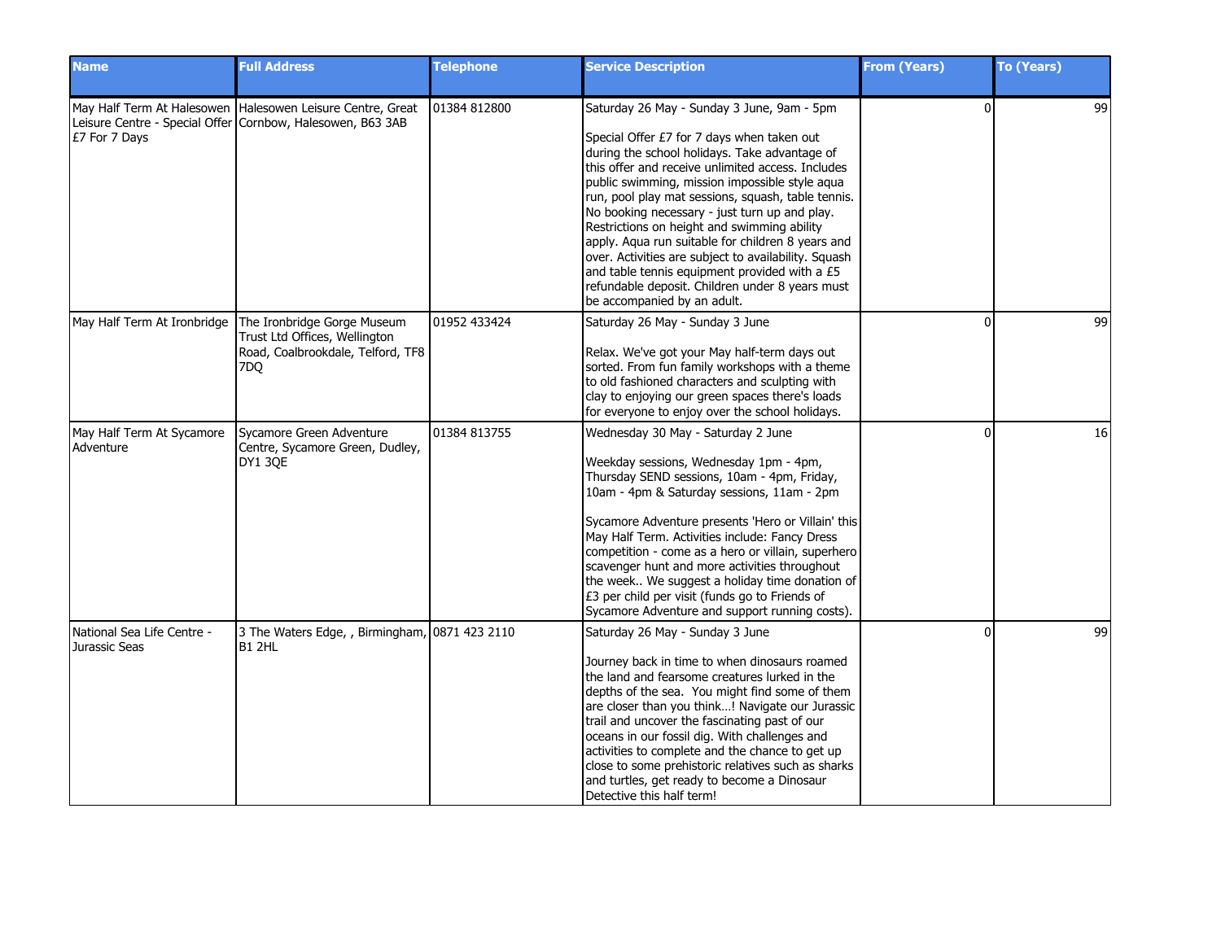| Name | Full Address | Telephone | Service Description | From (Years) | To (Years) |
| --- | --- | --- | --- | --- | --- |
| May Half Term At Halesowen Leisure Centre - Special Offer £7 For 7 Days | Halesowen Leisure Centre, Great Cornbow, Halesowen, B63 3AB | 01384 812800 | Saturday 26 May - Sunday 3 June, 9am - 5pm<br><br>Special Offer £7 for 7 days when taken out during the school holidays. Take advantage of this offer and receive unlimited access. Includes public swimming, mission impossible style aqua run, pool play mat sessions, squash, table tennis. No booking necessary - just turn up and play. Restrictions on height and swimming ability apply. Aqua run suitable for children 8 years and over. Activities are subject to availability. Squash and table tennis equipment provided with a £5 refundable deposit. Children under 8 years must be accompanied by an adult. | 0 | 99 |
| May Half Term At Ironbridge | The Ironbridge Gorge Museum Trust Ltd Offices, Wellington Road, Coalbrookdale, Telford, TF8 7DQ | 01952 433424 | Saturday 26 May - Sunday 3 June<br><br>Relax. We've got your May half-term days out sorted. From fun family workshops with a theme to old fashioned characters and sculpting with clay to enjoying our green spaces there's loads for everyone to enjoy over the school holidays. | 0 | 99 |
| May Half Term At Sycamore Adventure | Sycamore Green Adventure Centre, Sycamore Green, Dudley, DY1 3QE | 01384 813755 | Wednesday 30 May - Saturday 2 June<br><br>Weekday sessions, Wednesday 1pm - 4pm, Thursday SEND sessions, 10am - 4pm, Friday, 10am - 4pm & Saturday sessions, 11am - 2pm<br><br>Sycamore Adventure presents 'Hero or Villain' this May Half Term. Activities include: Fancy Dress competition - come as a hero or villain, superhero scavenger hunt and more activities throughout the week.. We suggest a holiday time donation of £3 per child per visit (funds go to Friends of Sycamore Adventure and support running costs). | 0 | 16 |
| National Sea Life Centre - Jurassic Seas | 3 The Waters Edge, , Birmingham, B1 2HL | 0871 423 2110 | Saturday 26 May - Sunday 3 June<br><br>Journey back in time to when dinosaurs roamed the land and fearsome creatures lurked in the depths of the sea. You might find some of them are closer than you think…! Navigate our Jurassic trail and uncover the fascinating past of our oceans in our fossil dig. With challenges and activities to complete and the chance to get up close to some prehistoric relatives such as sharks and turtles, get ready to become a Dinosaur Detective this half term! | 0 | 99 |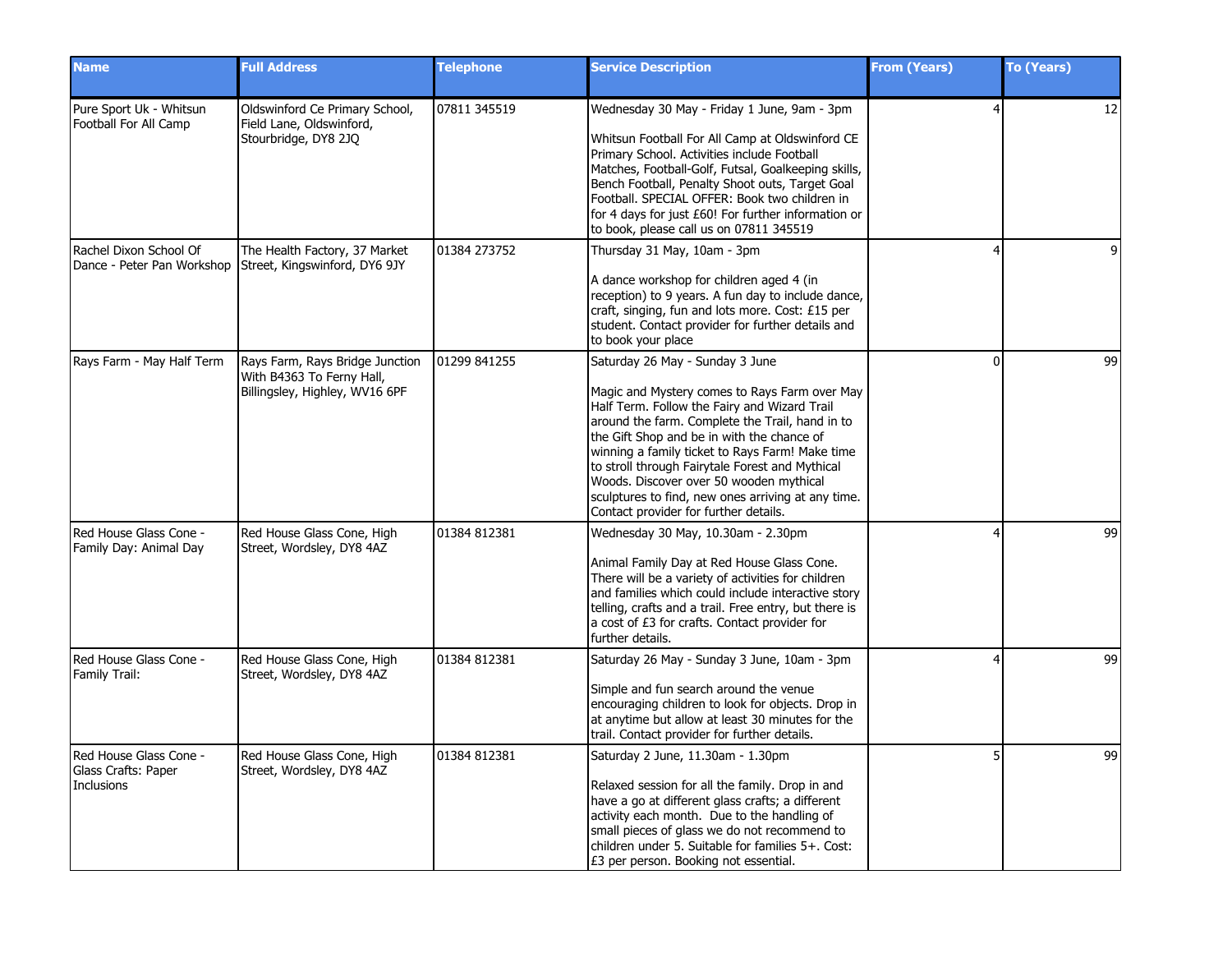| Name | Full Address | Telephone | Service Description | From (Years) | To (Years) |
|---|---|---|---|---|---|
| Pure Sport Uk - Whitsun Football For All Camp | Oldswinford Ce Primary School, Field Lane, Oldswinford, Stourbridge, DY8 2JQ | 07811 345519 | Wednesday 30 May - Friday 1 June, 9am - 3pm<br><br>Whitsun Football For All Camp at Oldswinford CE Primary School. Activities include Football Matches, Football-Golf, Futsal, Goalkeeping skills, Bench Football, Penalty Shoot outs, Target Goal Football. SPECIAL OFFER: Book two children in for 4 days for just £60! For further information or to book, please call us on 07811 345519 | 4 | 12 |
| Rachel Dixon School Of Dance - Peter Pan Workshop | The Health Factory, 37 Market Street, Kingswinford, DY6 9JY | 01384 273752 | Thursday 31 May, 10am - 3pm<br><br>A dance workshop for children aged 4 (in reception) to 9 years. A fun day to include dance, craft, singing, fun and lots more. Cost: £15 per student. Contact provider for further details and to book your place | 4 | 9 |
| Rays Farm - May Half Term | Rays Farm, Rays Bridge Junction With B4363 To Ferny Hall, Billingsley, Highley, WV16 6PF | 01299 841255 | Saturday 26 May - Sunday 3 June<br><br>Magic and Mystery comes to Rays Farm over May Half Term. Follow the Fairy and Wizard Trail around the farm. Complete the Trail, hand in to the Gift Shop and be in with the chance of winning a family ticket to Rays Farm! Make time to stroll through Fairytale Forest and Mythical Woods. Discover over 50 wooden mythical sculptures to find, new ones arriving at any time. Contact provider for further details. | 0 | 99 |
| Red House Glass Cone - Family Day: Animal Day | Red House Glass Cone, High Street, Wordsley, DY8 4AZ | 01384 812381 | Wednesday 30 May, 10.30am - 2.30pm<br><br>Animal Family Day at Red House Glass Cone. There will be a variety of activities for children and families which could include interactive story telling, crafts and a trail. Free entry, but there is a cost of £3 for crafts. Contact provider for further details. | 4 | 99 |
| Red House Glass Cone - Family Trail: | Red House Glass Cone, High Street, Wordsley, DY8 4AZ | 01384 812381 | Saturday 26 May - Sunday 3 June, 10am - 3pm<br><br>Simple and fun search around the venue encouraging children to look for objects. Drop in at anytime but allow at least 30 minutes for the trail. Contact provider for further details. | 4 | 99 |
| Red House Glass Cone - Glass Crafts: Paper Inclusions | Red House Glass Cone, High Street, Wordsley, DY8 4AZ | 01384 812381 | Saturday 2 June, 11.30am - 1.30pm<br><br>Relaxed session for all the family. Drop in and have a go at different glass crafts; a different activity each month. Due to the handling of small pieces of glass we do not recommend to children under 5. Suitable for families 5+. Cost: £3 per person. Booking not essential. | 5 | 99 |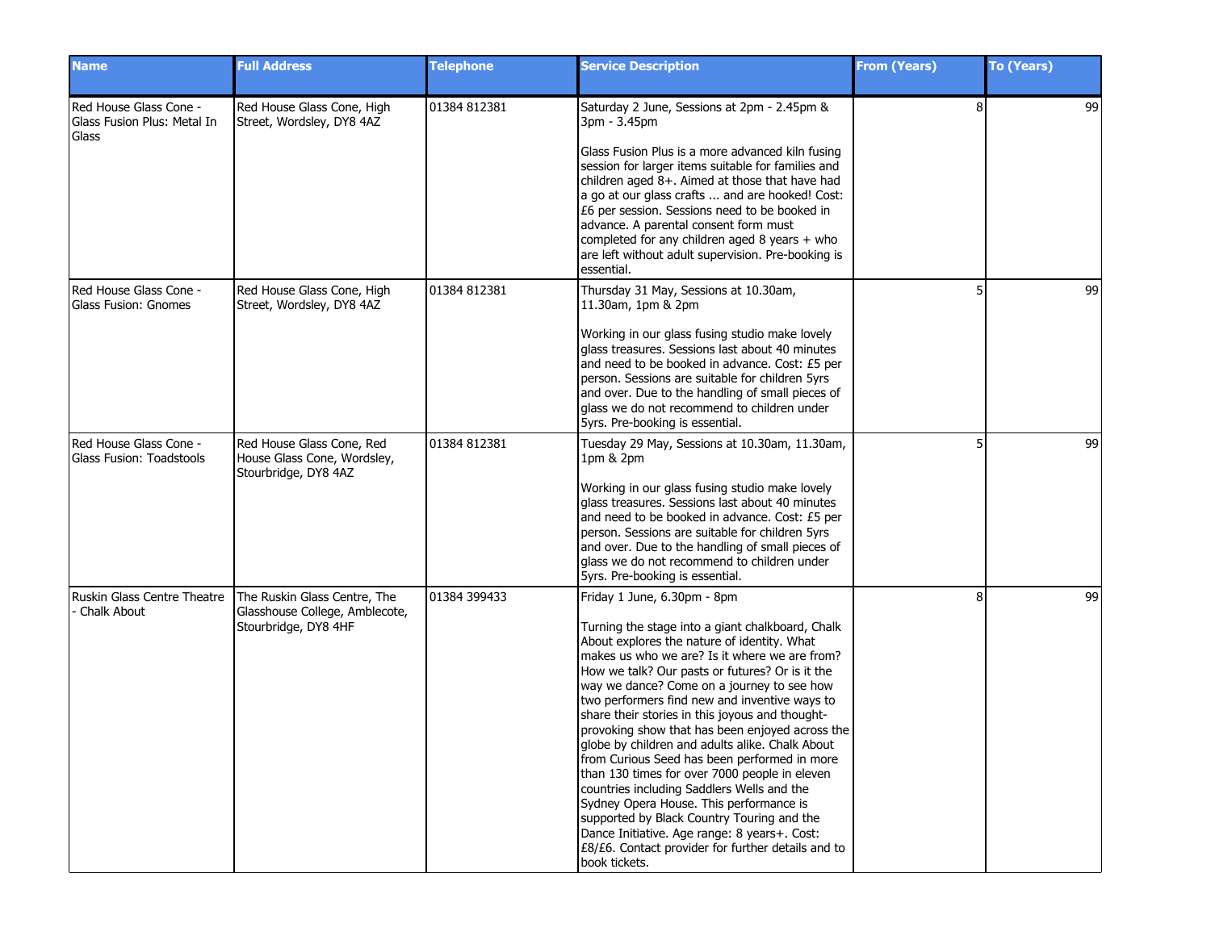| Name | Full Address | Telephone | Service Description | From (Years) | To (Years) |
|---|---|---|---|---|---|
| Red House Glass Cone - Glass Fusion Plus: Metal In Glass | Red House Glass Cone, High Street, Wordsley, DY8 4AZ | 01384 812381 | Saturday 2 June, Sessions at 2pm - 2.45pm & 3pm - 3.45pm<br><br>Glass Fusion Plus is a more advanced kiln fusing session for larger items suitable for families and children aged 8+. Aimed at those that have had a go at our glass crafts ... and are hooked! Cost: £6 per session. Sessions need to be booked in advance. A parental consent form must completed for any children aged 8 years + who are left without adult supervision. Pre-booking is essential. | 8 | 99 |
| Red House Glass Cone - Glass Fusion: Gnomes | Red House Glass Cone, High Street, Wordsley, DY8 4AZ | 01384 812381 | Thursday 31 May, Sessions at 10.30am, 11.30am, 1pm & 2pm<br><br>Working in our glass fusing studio make lovely glass treasures. Sessions last about 40 minutes and need to be booked in advance. Cost: £5 per person. Sessions are suitable for children 5yrs and over. Due to the handling of small pieces of glass we do not recommend to children under 5yrs. Pre-booking is essential. | 5 | 99 |
| Red House Glass Cone - Glass Fusion: Toadstools | Red House Glass Cone, Red House Glass Cone, Wordsley, Stourbridge, DY8 4AZ | 01384 812381 | Tuesday 29 May, Sessions at 10.30am, 11.30am, 1pm & 2pm<br><br>Working in our glass fusing studio make lovely glass treasures. Sessions last about 40 minutes and need to be booked in advance. Cost: £5 per person. Sessions are suitable for children 5yrs and over. Due to the handling of small pieces of glass we do not recommend to children under 5yrs. Pre-booking is essential. | 5 | 99 |
| Ruskin Glass Centre Theatre - Chalk About | The Ruskin Glass Centre, The Glasshouse College, Amblecote, Stourbridge, DY8 4HF | 01384 399433 | Friday 1 June, 6.30pm - 8pm<br><br>Turning the stage into a giant chalkboard, Chalk About explores the nature of identity. What makes us who we are? Is it where we are from? How we talk? Our pasts or futures? Or is it the way we dance? Come on a journey to see how two performers find new and inventive ways to share their stories in this joyous and thought-provoking show that has been enjoyed across the globe by children and adults alike. Chalk About from Curious Seed has been performed in more than 130 times for over 7000 people in eleven countries including Saddlers Wells and the Sydney Opera House. This performance is supported by Black Country Touring and the Dance Initiative. Age range: 8 years+. Cost: £8/£6. Contact provider for further details and to book tickets. | 8 | 99 |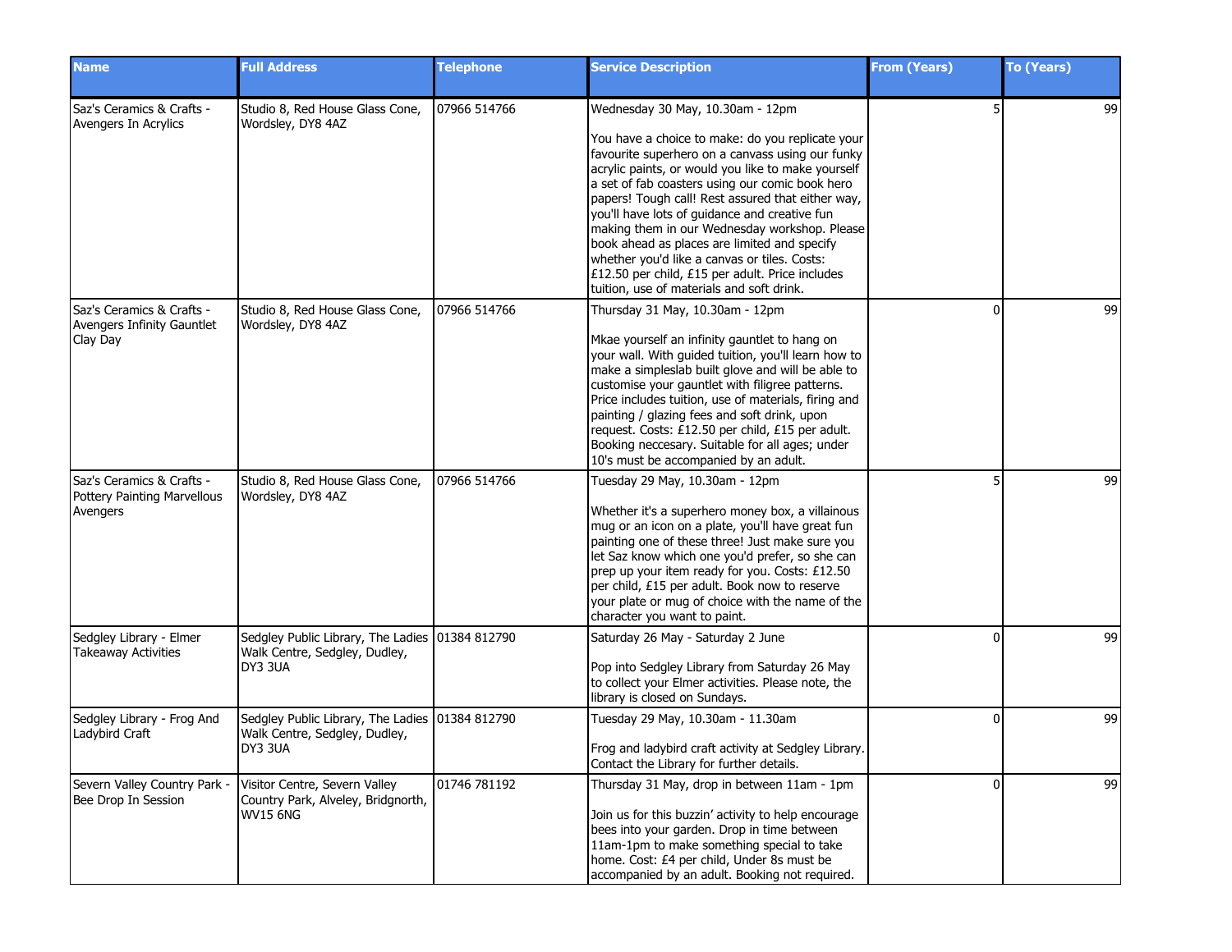| Name | Full Address | Telephone | Service Description | From (Years) | To (Years) |
|---|---|---|---|---|---|
| Saz's Ceramics & Crafts - Avengers In Acrylics | Studio 8, Red House Glass Cone, Wordsley, DY8 4AZ | 07966 514766 | Wednesday 30 May, 10.30am - 12pm<br><br>You have a choice to make: do you replicate your favourite superhero on a canvass using our funky acrylic paints, or would you like to make yourself a set of fab coasters using our comic book hero papers! Tough call! Rest assured that either way, you'll have lots of guidance and creative fun making them in our Wednesday workshop. Please book ahead as places are limited and specify whether you'd like a canvas or tiles. Costs: £12.50 per child, £15 per adult. Price includes tuition, use of materials and soft drink. | 5 | 99 |
| Saz's Ceramics & Crafts - Avengers Infinity Gauntlet Clay Day | Studio 8, Red House Glass Cone, Wordsley, DY8 4AZ | 07966 514766 | Thursday 31 May, 10.30am - 12pm<br><br>Mkae yourself an infinity gauntlet to hang on your wall. With guided tuition, you'll learn how to make a simpleslab built glove and will be able to customise your gauntlet with filigree patterns. Price includes tuition, use of materials, firing and painting / glazing fees and soft drink, upon request. Costs: £12.50 per child, £15 per adult. Booking neccesary. Suitable for all ages; under 10's must be accompanied by an adult. | 0 | 99 |
| Saz's Ceramics & Crafts - Pottery Painting Marvellous Avengers | Studio 8, Red House Glass Cone, Wordsley, DY8 4AZ | 07966 514766 | Tuesday 29 May, 10.30am - 12pm<br><br>Whether it's a superhero money box, a villainous mug or an icon on a plate, you'll have great fun painting one of these three! Just make sure you let Saz know which one you'd prefer, so she can prep up your item ready for you. Costs: £12.50 per child, £15 per adult. Book now to reserve your plate or mug of choice with the name of the character you want to paint. | 5 | 99 |
| Sedgley Library - Elmer Takeaway Activities | Sedgley Public Library, The Ladies Walk Centre, Sedgley, Dudley, DY3 3UA | 01384 812790 | Saturday 26 May - Saturday 2 June<br><br>Pop into Sedgley Library from Saturday 26 May to collect your Elmer activities. Please note, the library is closed on Sundays. | 0 | 99 |
| Sedgley Library - Frog And Ladybird Craft | Sedgley Public Library, The Ladies Walk Centre, Sedgley, Dudley, DY3 3UA | 01384 812790 | Tuesday 29 May, 10.30am - 11.30am<br><br>Frog and ladybird craft activity at Sedgley Library. Contact the Library for further details. | 0 | 99 |
| Severn Valley Country Park - Bee Drop In Session | Visitor Centre, Severn Valley Country Park, Alveley, Bridgnorth, WV15 6NG | 01746 781192 | Thursday 31 May, drop in between 11am - 1pm<br><br>Join us for this buzzin' activity to help encourage bees into your garden. Drop in time between 11am-1pm to make something special to take home. Cost: £4 per child, Under 8s must be accompanied by an adult. Booking not required. | 0 | 99 |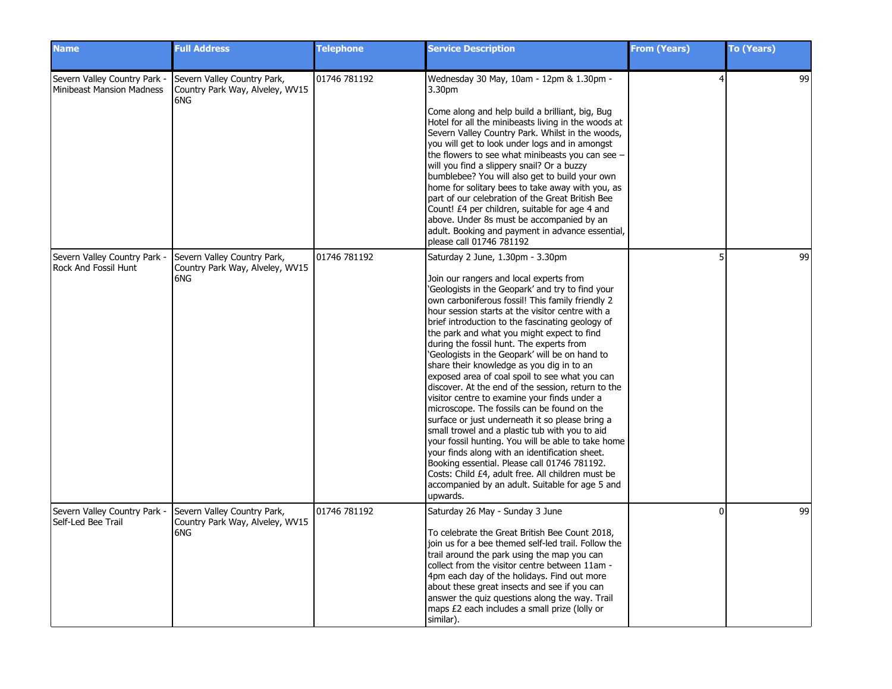| Name | Full Address | Telephone | Service Description | From (Years) | To (Years) |
|---|---|---|---|---|---|
| Severn Valley Country Park - Minibeast Mansion Madness | Severn Valley Country Park, Country Park Way, Alveley, WV15 6NG | 01746 781192 | Wednesday 30 May, 10am - 12pm & 1.30pm - 3.30pm<br><br>Come along and help build a brilliant, big, Bug Hotel for all the minibeasts living in the woods at Severn Valley Country Park. Whilst in the woods, you will get to look under logs and in amongst the flowers to see what minibeasts you can see – will you find a slippery snail? Or a buzzy bumblebee? You will also get to build your own home for solitary bees to take away with you, as part of our celebration of the Great British Bee Count! £4 per children, suitable for age 4 and above. Under 8s must be accompanied by an adult. Booking and payment in advance essential, please call 01746 781192 | 4 | 99 |
| Severn Valley Country Park - Rock And Fossil Hunt | Severn Valley Country Park, Country Park Way, Alveley, WV15 6NG | 01746 781192 | Saturday 2 June, 1.30pm - 3.30pm<br><br>Join our rangers and local experts from 'Geologists in the Geopark' and try to find your own carboniferous fossil! This family friendly 2 hour session starts at the visitor centre with a brief introduction to the fascinating geology of the park and what you might expect to find during the fossil hunt. The experts from 'Geologists in the Geopark' will be on hand to share their knowledge as you dig in to an exposed area of coal spoil to see what you can discover. At the end of the session, return to the visitor centre to examine your finds under a microscope. The fossils can be found on the surface or just underneath it so please bring a small trowel and a plastic tub with you to aid your fossil hunting. You will be able to take home your finds along with an identification sheet. Booking essential. Please call 01746 781192. Costs: Child £4, adult free. All children must be accompanied by an adult. Suitable for age 5 and upwards. | 5 | 99 |
| Severn Valley Country Park - Self-Led Bee Trail | Severn Valley Country Park, Country Park Way, Alveley, WV15 6NG | 01746 781192 | Saturday 26 May - Sunday 3 June<br><br>To celebrate the Great British Bee Count 2018, join us for a bee themed self-led trail. Follow the trail around the park using the map you can collect from the visitor centre between 11am - 4pm each day of the holidays. Find out more about these great insects and see if you can answer the quiz questions along the way. Trail maps £2 each includes a small prize (lolly or similar). | 0 | 99 |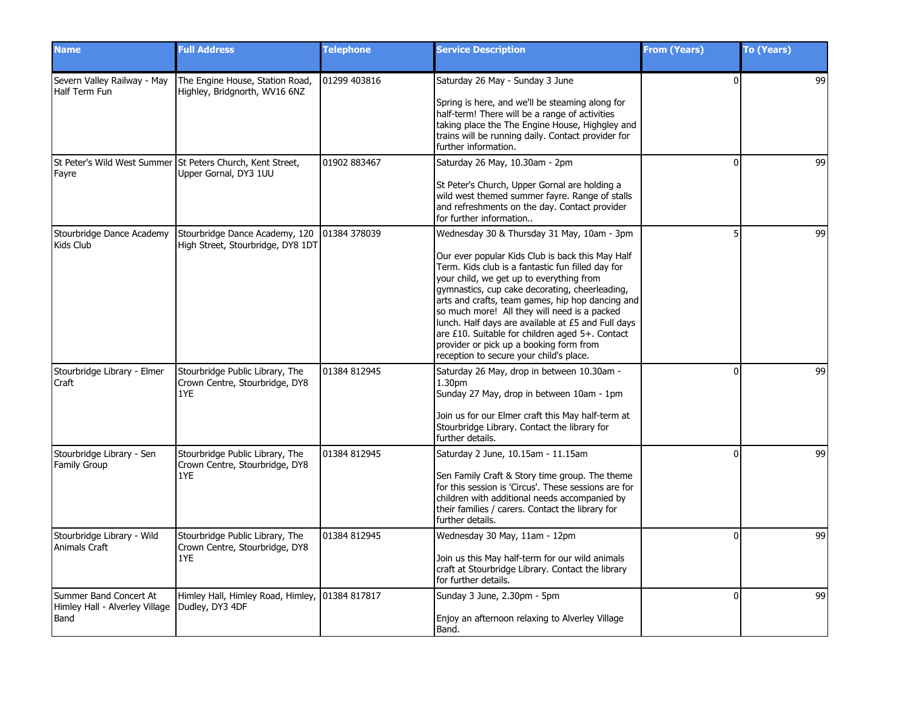| Name | Full Address | Telephone | Service Description | From (Years) | To (Years) |
|---|---|---|---|---|---|
| Severn Valley Railway - May Half Term Fun | The Engine House, Station Road, Highley, Bridgnorth, WV16 6NZ | 01299 403816 | Saturday 26 May - Sunday 3 June<br><br>Spring is here, and we'll be steaming along for half-term! There will be a range of activities taking place the The Engine House, Highgley and trains will be running daily. Contact provider for further information. | 0 | 99 |
| St Peter's Wild West Summer Fayre | St Peters Church, Kent Street, Upper Gornal, DY3 1UU | 01902 883467 | Saturday 26 May, 10.30am - 2pm<br><br>St Peter's Church, Upper Gornal are holding a wild west themed summer fayre. Range of stalls and refreshments on the day. Contact provider for further information.. | 0 | 99 |
| Stourbridge Dance Academy Kids Club | Stourbridge Dance Academy, 120 High Street, Stourbridge, DY8 1DT | 01384 378039 | Wednesday 30 & Thursday 31 May, 10am - 3pm<br><br>Our ever popular Kids Club is back this May Half Term. Kids club is a fantastic fun filled day for your child, we get up to everything from gymnastics, cup cake decorating, cheerleading, arts and crafts, team games, hip hop dancing and so much more! All they will need is a packed lunch. Half days are available at £5 and Full days are £10. Suitable for children aged 5+. Contact provider or pick up a booking form from reception to secure your child's place. | 5 | 99 |
| Stourbridge Library - Elmer Craft | Stourbridge Public Library, The Crown Centre, Stourbridge, DY8 1YE | 01384 812945 | Saturday 26 May, drop in between 10.30am - 1.30pm<br>Sunday 27 May, drop in between 10am - 1pm<br><br>Join us for our Elmer craft this May half-term at Stourbridge Library. Contact the library for further details. | 0 | 99 |
| Stourbridge Library - Sen Family Group | Stourbridge Public Library, The Crown Centre, Stourbridge, DY8 1YE | 01384 812945 | Saturday 2 June, 10.15am - 11.15am<br><br>Sen Family Craft & Story time group. The theme for this session is 'Circus'. These sessions are for children with additional needs accompanied by their families / carers. Contact the library for further details. | 0 | 99 |
| Stourbridge Library - Wild Animals Craft | Stourbridge Public Library, The Crown Centre, Stourbridge, DY8 1YE | 01384 812945 | Wednesday 30 May, 11am - 12pm<br><br>Join us this May half-term for our wild animals craft at Stourbridge Library. Contact the library for further details. | 0 | 99 |
| Summer Band Concert At Himley Hall - Alverley Village Band | Himley Hall, Himley Road, Himley, Dudley, DY3 4DF | 01384 817817 | Sunday 3 June, 2.30pm - 5pm<br><br>Enjoy an afternoon relaxing to Alverley Village Band. | 0 | 99 |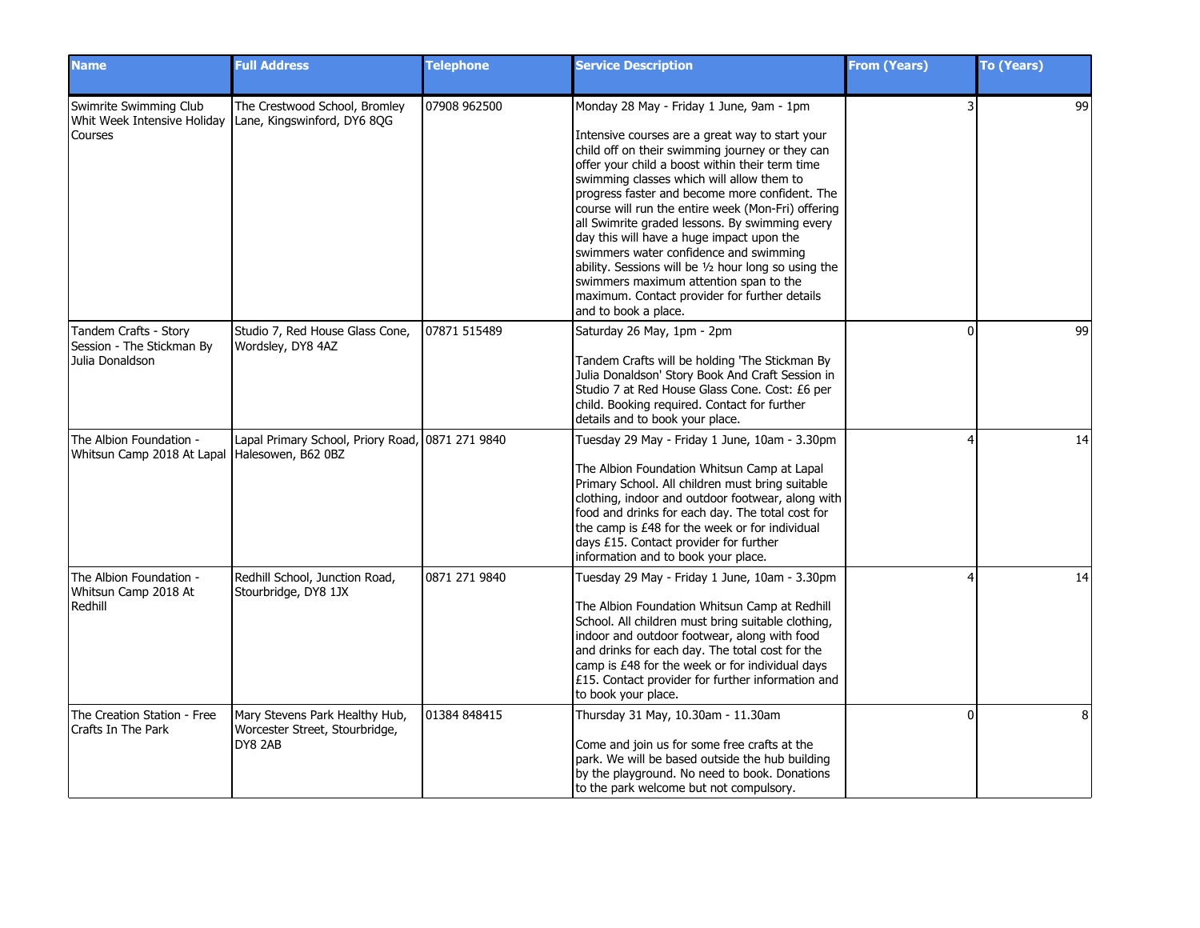| Name | Full Address | Telephone | Service Description | From (Years) | To (Years) |
|---|---|---|---|---|---|
| Swimrite Swimming Club Whit Week Intensive Holiday Courses | The Crestwood School, Bromley Lane, Kingswinford, DY6 8QG | 07908 962500 | Monday 28 May - Friday 1 June, 9am - 1pm<br><br>Intensive courses are a great way to start your child off on their swimming journey or they can offer your child a boost within their term time swimming classes which will allow them to progress faster and become more confident. The course will run the entire week (Mon-Fri) offering all Swimrite graded lessons. By swimming every day this will have a huge impact upon the swimmers water confidence and swimming ability. Sessions will be ½ hour long so using the swimmers maximum attention span to the maximum. Contact provider for further details and to book a place. | 3 | 99 |
| Tandem Crafts - Story Session - The Stickman By Julia Donaldson | Studio 7, Red House Glass Cone, Wordsley, DY8 4AZ | 07871 515489 | Saturday 26 May, 1pm - 2pm<br><br>Tandem Crafts will be holding 'The Stickman By Julia Donaldson' Story Book And Craft Session in Studio 7 at Red House Glass Cone. Cost: £6 per child. Booking required. Contact for further details and to book your place. | 0 | 99 |
| The Albion Foundation - Whitsun Camp 2018 At Lapal | Lapal Primary School, Priory Road, Halesowen, B62 0BZ | 0871 271 9840 | Tuesday 29 May - Friday 1 June, 10am - 3.30pm<br><br>The Albion Foundation Whitsun Camp at Lapal Primary School. All children must bring suitable clothing, indoor and outdoor footwear, along with food and drinks for each day. The total cost for the camp is £48 for the week or for individual days £15. Contact provider for further information and to book your place. | 4 | 14 |
| The Albion Foundation - Whitsun Camp 2018 At Redhill | Redhill School, Junction Road, Stourbridge, DY8 1JX | 0871 271 9840 | Tuesday 29 May - Friday 1 June, 10am - 3.30pm<br><br>The Albion Foundation Whitsun Camp at Redhill School. All children must bring suitable clothing, indoor and outdoor footwear, along with food and drinks for each day. The total cost for the camp is £48 for the week or for individual days £15. Contact provider for further information and to book your place. | 4 | 14 |
| The Creation Station - Free Crafts In The Park | Mary Stevens Park Healthy Hub, Worcester Street, Stourbridge, DY8 2AB | 01384 848415 | Thursday 31 May, 10.30am - 11.30am<br><br>Come and join us for some free crafts at the park. We will be based outside the hub building by the playground. No need to book. Donations to the park welcome but not compulsory. | 0 | 8 |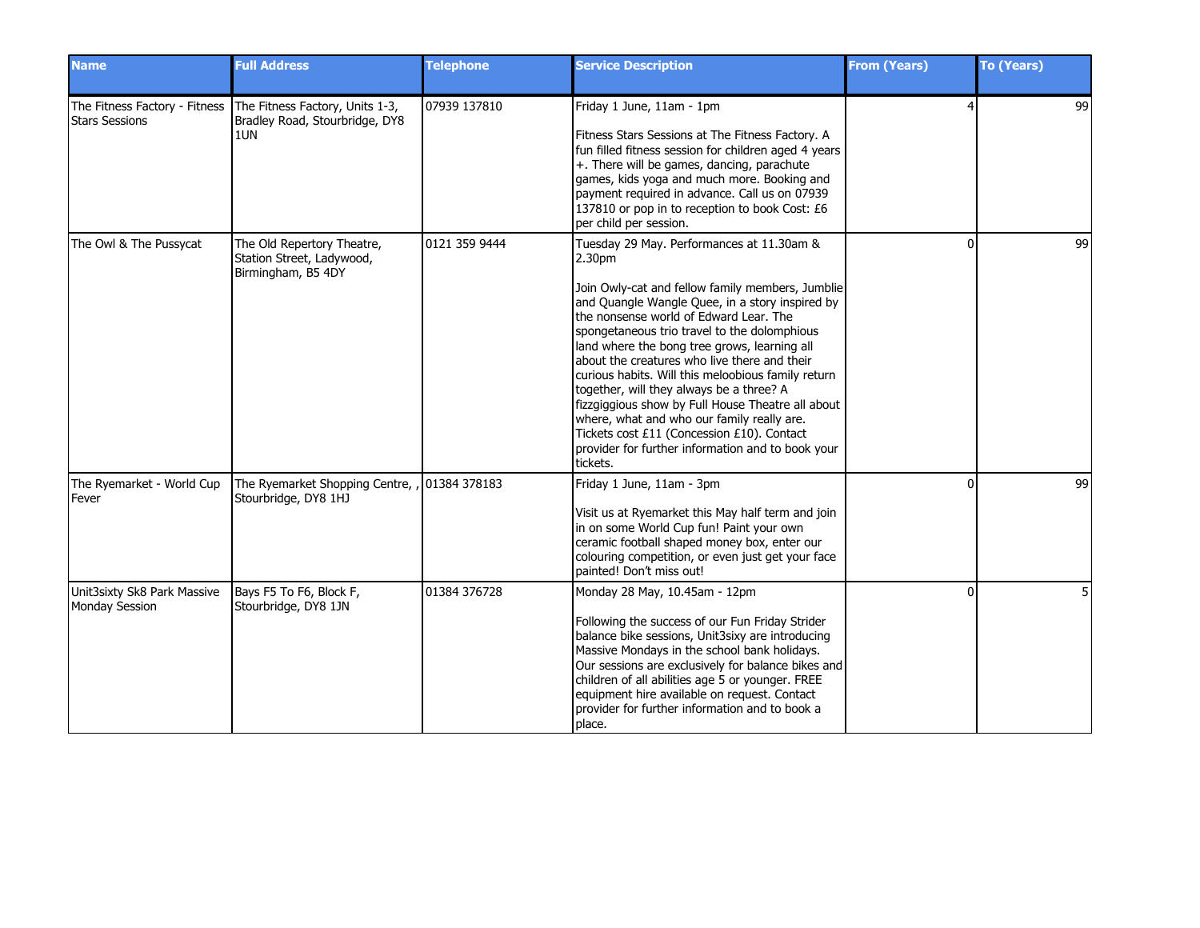| Name | Full Address | Telephone | Service Description | From (Years) | To (Years) |
|---|---|---|---|---|---|
| The Fitness Factory - Fitness Stars Sessions | The Fitness Factory, Units 1-3, Bradley Road, Stourbridge, DY8 1UN | 07939 137810 | Friday 1 June, 11am - 1pm<br><br>Fitness Stars Sessions at The Fitness Factory. A fun filled fitness session for children aged 4 years +. There will be games, dancing, parachute games, kids yoga and much more. Booking and payment required in advance. Call us on 07939 137810 or pop in to reception to book Cost: £6 per child per session. | 4 | 99 |
| The Owl & The Pussycat | The Old Repertory Theatre, Station Street, Ladywood, Birmingham, B5 4DY | 0121 359 9444 | Tuesday 29 May. Performances at 11.30am & 2.30pm<br><br>Join Owly-cat and fellow family members, Jumblie and Quangle Wangle Quee, in a story inspired by the nonsense world of Edward Lear. The spongetaneous trio travel to the dolomphious land where the bong tree grows, learning all about the creatures who live there and their curious habits. Will this meloobious family return together, will they always be a three? A fizzgiggious show by Full House Theatre all about where, what and who our family really are. Tickets cost £11 (Concession £10). Contact provider for further information and to book your tickets. | 0 | 99 |
| The Ryemarket - World Cup Fever | The Ryemarket Shopping Centre, , Stourbridge, DY8 1HJ | 01384 378183 | Friday 1 June, 11am - 3pm<br><br>Visit us at Ryemarket this May half term and join in on some World Cup fun! Paint your own ceramic football shaped money box, enter our colouring competition, or even just get your face painted! Don't miss out! | 0 | 99 |
| Unit3sixty Sk8 Park Massive Monday Session | Bays F5 To F6, Block F, Stourbridge, DY8 1JN | 01384 376728 | Monday 28 May, 10.45am - 12pm<br><br>Following the success of our Fun Friday Strider balance bike sessions, Unit3sixy are introducing Massive Mondays in the school bank holidays. Our sessions are exclusively for balance bikes and children of all abilities age 5 or younger. FREE equipment hire available on request. Contact provider for further information and to book a place. | 0 | 5 |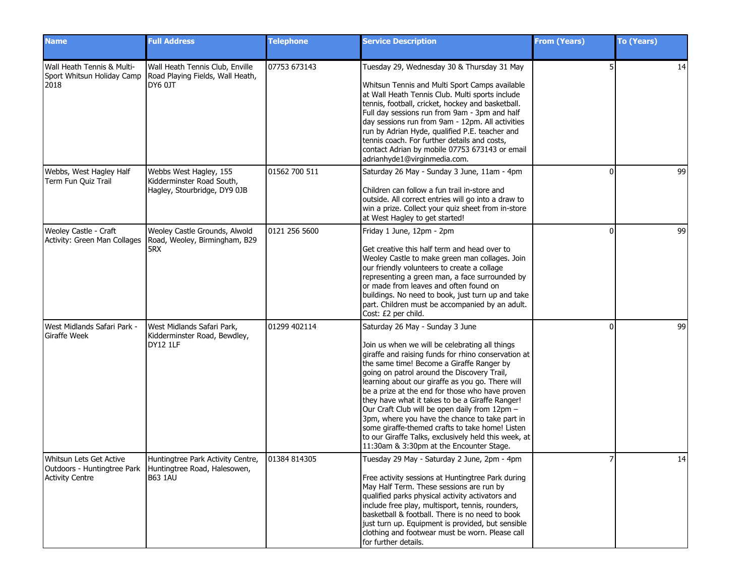| Name | Full Address | Telephone | Service Description | From (Years) | To (Years) |
| --- | --- | --- | --- | --- | --- |
| Wall Heath Tennis & Multi-Sport Whitsun Holiday Camp 2018 | Wall Heath Tennis Club, Enville Road Playing Fields, Wall Heath, DY6 0JT | 07753 673143 | Tuesday 29, Wednesday 30 & Thursday 31 May<br><br>Whitsun Tennis and Multi Sport Camps available at Wall Heath Tennis Club. Multi sports include tennis, football, cricket, hockey and basketball. Full day sessions run from 9am - 3pm and half day sessions run from 9am - 12pm. All activities run by Adrian Hyde, qualified P.E. teacher and tennis coach. For further details and costs, contact Adrian by mobile 07753 673143 or email adrianhyde1@virginmedia.com. | 5 | 14 |
| Webbs, West Hagley Half Term Fun Quiz Trail | Webbs West Hagley, 155 Kidderminster Road South, Hagley, Stourbridge, DY9 0JB | 01562 700 511 | Saturday 26 May - Sunday 3 June, 11am - 4pm<br><br>Children can follow a fun trail in-store and outside. All correct entries will go into a draw to win a prize. Collect your quiz sheet from in-store at West Hagley to get started! | 0 | 99 |
| Weoley Castle - Craft Activity: Green Man Collages | Weoley Castle Grounds, Alwold Road, Weoley, Birmingham, B29 5RX | 0121 256 5600 | Friday 1 June, 12pm - 2pm<br><br>Get creative this half term and head over to Weoley Castle to make green man collages. Join our friendly volunteers to create a collage representing a green man, a face surrounded by or made from leaves and often found on buildings. No need to book, just turn up and take part. Children must be accompanied by an adult. Cost: £2 per child. | 0 | 99 |
| West Midlands Safari Park - Giraffe Week | West Midlands Safari Park, Kidderminster Road, Bewdley, DY12 1LF | 01299 402114 | Saturday 26 May - Sunday 3 June<br><br>Join us when we will be celebrating all things giraffe and raising funds for rhino conservation at the same time! Become a Giraffe Ranger by going on patrol around the Discovery Trail, learning about our giraffe as you go. There will be a prize at the end for those who have proven they have what it takes to be a Giraffe Ranger! Our Craft Club will be open daily from 12pm – 3pm, where you have the chance to take part in some giraffe-themed crafts to take home! Listen to our Giraffe Talks, exclusively held this week, at 11:30am & 3:30pm at the Encounter Stage. | 0 | 99 |
| Whitsun Lets Get Active Outdoors - Huntingtree Park Activity Centre | Huntingtree Park Activity Centre, Huntingtree Road, Halesowen, B63 1AU | 01384 814305 | Tuesday 29 May - Saturday 2 June, 2pm - 4pm<br><br>Free activity sessions at Huntingtree Park during May Half Term. These sessions are run by qualified parks physical activity activators and include free play, multisport, tennis, rounders, basketball & football. There is no need to book just turn up. Equipment is provided, but sensible clothing and footwear must be worn. Please call for further details. | 7 | 14 |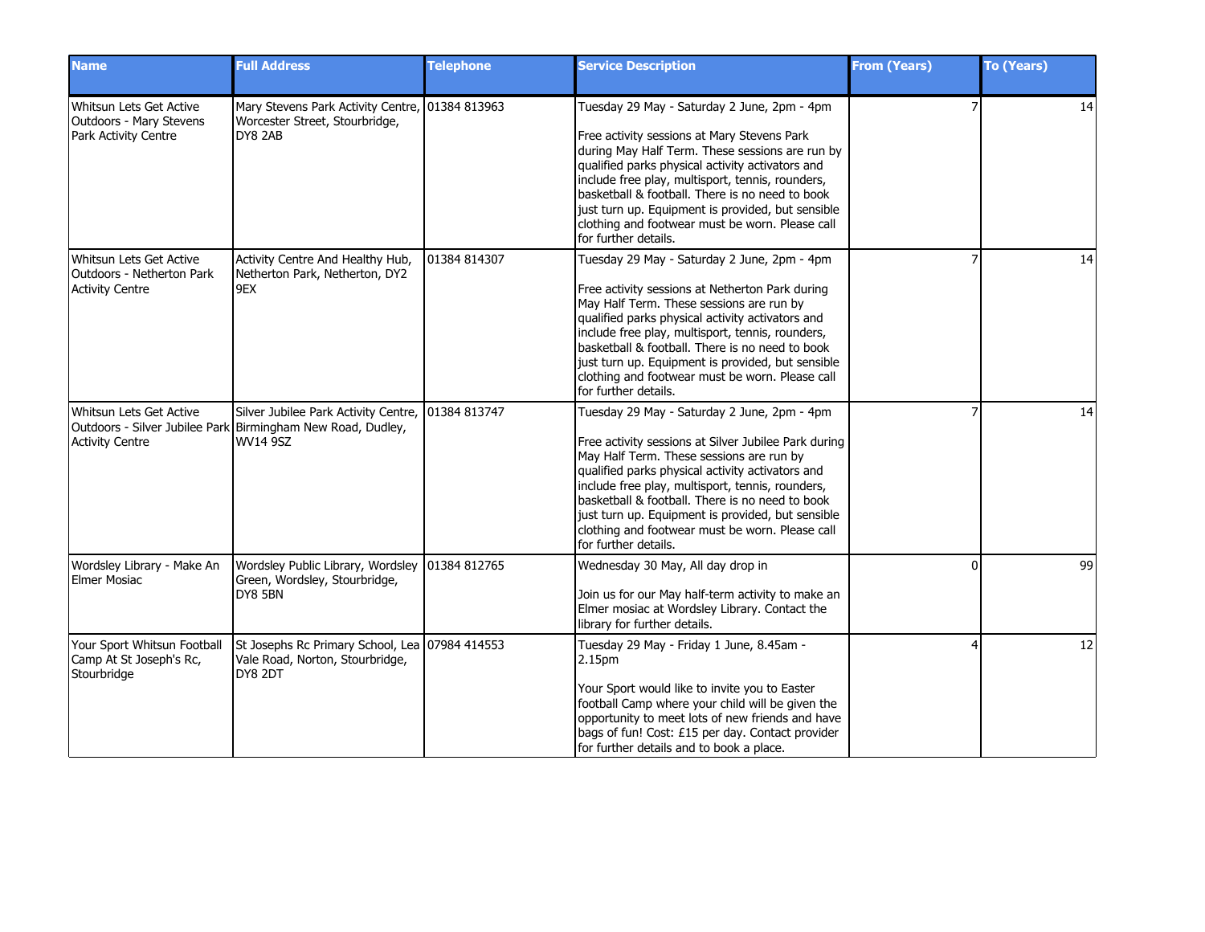| Name | Full Address | Telephone | Service Description | From (Years) | To (Years) |
|---|---|---|---|---|---|
| Whitsun Lets Get Active Outdoors - Mary Stevens Park Activity Centre | Mary Stevens Park Activity Centre, Worcester Street, Stourbridge, DY8 2AB | 01384 813963 | Tuesday 29 May - Saturday 2 June, 2pm - 4pm<br><br>Free activity sessions at Mary Stevens Park during May Half Term. These sessions are run by qualified parks physical activity activators and include free play, multisport, tennis, rounders, basketball & football. There is no need to book just turn up. Equipment is provided, but sensible clothing and footwear must be worn. Please call for further details. | 7 | 14 |
| Whitsun Lets Get Active Outdoors - Netherton Park Activity Centre | Activity Centre And Healthy Hub, Netherton Park, Netherton, DY2 9EX | 01384 814307 | Tuesday 29 May - Saturday 2 June, 2pm - 4pm<br><br>Free activity sessions at Netherton Park during May Half Term. These sessions are run by qualified parks physical activity activators and include free play, multisport, tennis, rounders, basketball & football. There is no need to book just turn up. Equipment is provided, but sensible clothing and footwear must be worn. Please call for further details. | 7 | 14 |
| Whitsun Lets Get Active Outdoors - Silver Jubilee Park Activity Centre | Silver Jubilee Park Activity Centre, Birmingham New Road, Dudley, WV14 9SZ | 01384 813747 | Tuesday 29 May - Saturday 2 June, 2pm - 4pm<br><br>Free activity sessions at Silver Jubilee Park during May Half Term. These sessions are run by qualified parks physical activity activators and include free play, multisport, tennis, rounders, basketball & football. There is no need to book just turn up. Equipment is provided, but sensible clothing and footwear must be worn. Please call for further details. | 7 | 14 |
| Wordsley Library - Make An Elmer Mosiac | Wordsley Public Library, Wordsley Green, Wordsley, Stourbridge, DY8 5BN | 01384 812765 | Wednesday 30 May, All day drop in<br><br>Join us for our May half-term activity to make an Elmer mosiac at Wordsley Library. Contact the library for further details. | 0 | 99 |
| Your Sport Whitsun Football Camp At St Joseph's Rc, Stourbridge | St Josephs Rc Primary School, Lea Vale Road, Norton, Stourbridge, DY8 2DT | 07984 414553 | Tuesday 29 May - Friday 1 June, 8.45am - 2.15pm<br><br>Your Sport would like to invite you to Easter football Camp where your child will be given the opportunity to meet lots of new friends and have bags of fun! Cost: £15 per day. Contact provider for further details and to book a place. | 4 | 12 |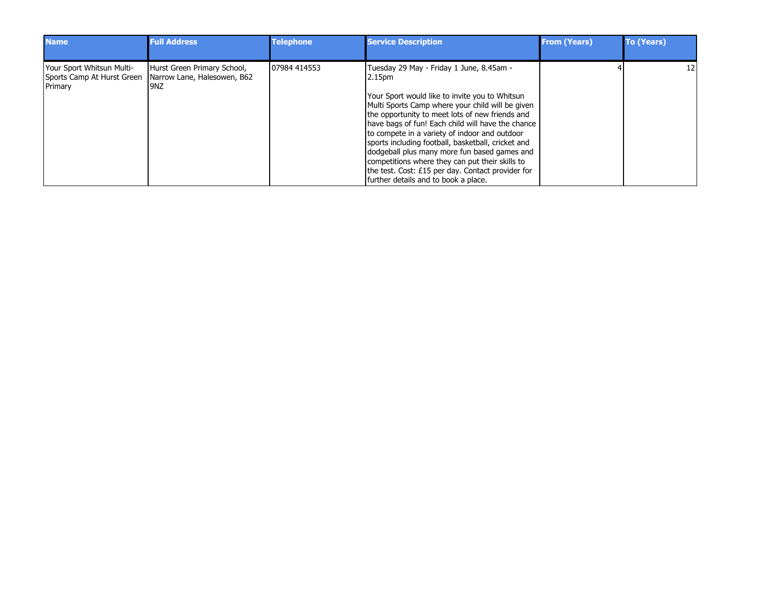| Name | Full Address | Telephone | Service Description | From (Years) | To (Years) |
|---|---|---|---|---|---|
| Your Sport Whitsun Multi-Sports Camp At Hurst Green Primary | Hurst Green Primary School, Narrow Lane, Halesowen, B62 9NZ | 07984 414553 | Tuesday 29 May - Friday 1 June, 8.45am - 2.15pm<br><br>Your Sport would like to invite you to Whitsun Multi Sports Camp where your child will be given the opportunity to meet lots of new friends and have bags of fun! Each child will have the chance to compete in a variety of indoor and outdoor sports including football, basketball, cricket and dodgeball plus many more fun based games and competitions where they can put their skills to the test. Cost: £15 per day. Contact provider for further details and to book a place. | 4 | 12 |